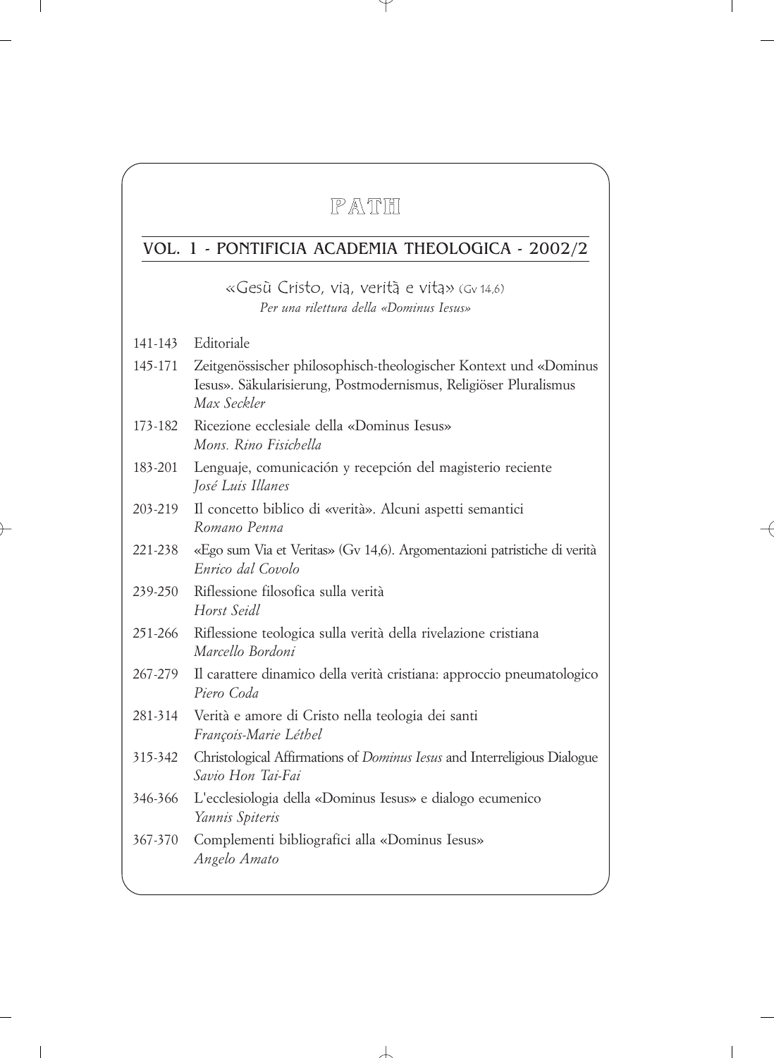# PATH

## VOL. 1 - PONTIFICIA ACADEMIA THEOLOGICA - 2002/2

«Gesù Cristo, via, verità e vita» (Gv 14,6)

*Per una rilettura della «Dominus Iesus»*

| | |
|---|---|
| 141-143 | Editoriale |
| 145-171 | Zeitgenössischer philosophisch-theologischer Kontext und «Dominus Iesus». Säkularisierung, Postmodernismus, Religiöser Pluralismus<br>*Max Seckler* |
| 173-182 | Ricezione ecclesiale della «Dominus Iesus»<br>*Mons. Rino Fisichella* |
| 183-201 | Lenguaje, comunicación y recepción del magisterio reciente<br>*José Luis Illanes* |
| 203-219 | Il concetto biblico di «verità». Alcuni aspetti semantici<br>*Romano Penna* |
| 221-238 | «Ego sum Via et Veritas» (Gv 14,6). Argomentazioni patristiche di verità<br>*Enrico dal Covolo* |
| 239-250 | Riflessione filosofica sulla verità<br>*Horst Seidl* |
| 251-266 | Riflessione teologica sulla verità della rivelazione cristiana<br>*Marcello Bordoni* |
| 267-279 | Il carattere dinamico della verità cristiana: approccio pneumatologico<br>*Piero Coda* |
| 281-314 | Verità e amore di Cristo nella teologia dei santi<br>*François-Marie Léthel* |
| 315-342 | Christological Affirmations of *Dominus Iesus* and Interreligious Dialogue<br>*Savio Hon Tai-Fai* |
| 346-366 | L'ecclesiologia della «Dominus Iesus» e dialogo ecumenico<br>*Yannis Spiteris* |
| 367-370 | Complementi bibliografici alla «Dominus Iesus»<br>*Angelo Amato* |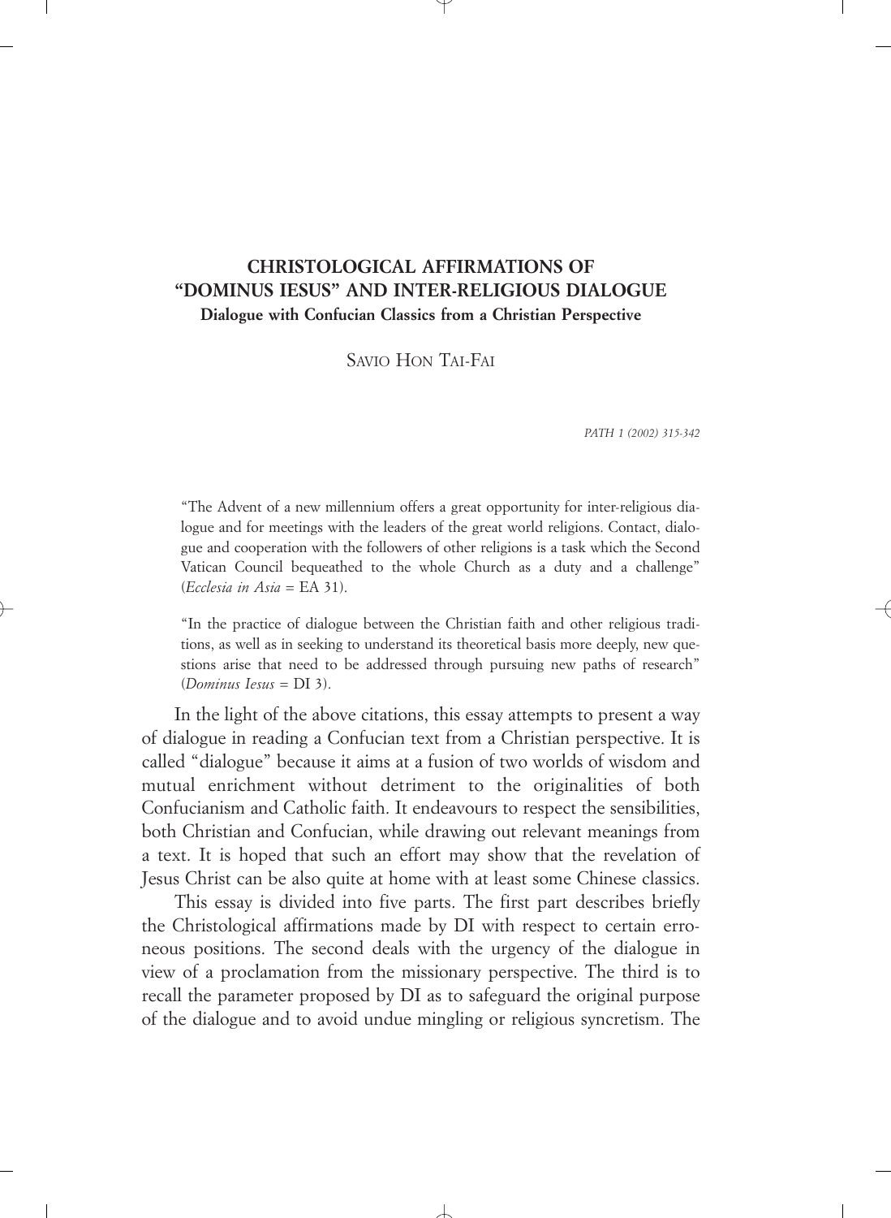# CHRISTOLOGICAL AFFIRMATIONS OF "DOMINUS IESUS" AND INTER-RELIGIOUS DIALOGUE

**Dialogue with Confucian Classics from a Christian Perspective**

SAVIO HON TAI-FAI

"The Advent of a new millennium offers a great opportunity for inter-religious dialogue and for meetings with the leaders of the great world religions. Contact, dialogue and cooperation with the followers of other religions is a task which the Second Vatican Council bequeathed to the whole Church as a duty and a challenge" (*Ecclesia in Asia* = EA 31).

"In the practice of dialogue between the Christian faith and other religious traditions, as well as in seeking to understand its theoretical basis more deeply, new questions arise that need to be addressed through pursuing new paths of research" (*Dominus Iesus* = DI 3).

In the light of the above citations, this essay attempts to present a way of dialogue in reading a Confucian text from a Christian perspective. It is called "dialogue" because it aims at a fusion of two worlds of wisdom and mutual enrichment without detriment to the originalities of both Confucianism and Catholic faith. It endeavours to respect the sensibilities, both Christian and Confucian, while drawing out relevant meanings from a text. It is hoped that such an effort may show that the revelation of Jesus Christ can be also quite at home with at least some Chinese classics.

This essay is divided into five parts. The first part describes briefly the Christological affirmations made by DI with respect to certain erroneous positions. The second deals with the urgency of the dialogue in view of a proclamation from the missionary perspective. The third is to recall the parameter proposed by DI as to safeguard the original purpose of the dialogue and to avoid undue mingling or religious syncretism. The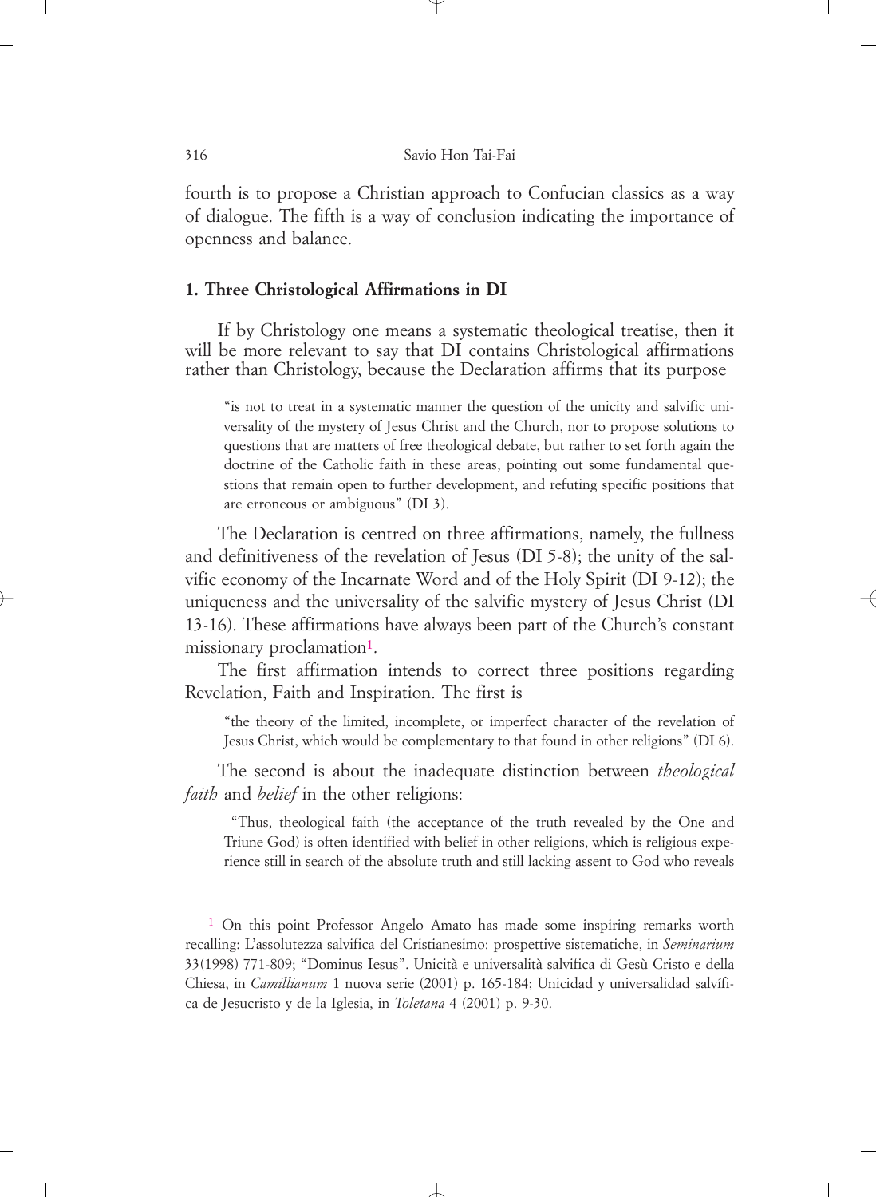fourth is to propose a Christian approach to Confucian classics as a way of dialogue. The fifth is a way of conclusion indicating the importance of openness and balance.

### 1. Three Christological Affirmations in DI

If by Christology one means a systematic theological treatise, then it will be more relevant to say that DI contains Christological affirmations rather than Christology, because the Declaration affirms that its purpose

> "is not to treat in a systematic manner the question of the unicity and salvific universality of the mystery of Jesus Christ and the Church, nor to propose solutions to questions that are matters of free theological debate, but rather to set forth again the doctrine of the Catholic faith in these areas, pointing out some fundamental questions that remain open to further development, and refuting specific positions that are erroneous or ambiguous" (DI 3).

The Declaration is centred on three affirmations, namely, the fullness and definitiveness of the revelation of Jesus (DI 5-8); the unity of the salvific economy of the Incarnate Word and of the Holy Spirit (DI 9-12); the uniqueness and the universality of the salvific mystery of Jesus Christ (DI 13-16). These affirmations have always been part of the Church's constant missionary proclamation[1].

The first affirmation intends to correct three positions regarding Revelation, Faith and Inspiration. The first is

> "the theory of the limited, incomplete, or imperfect character of the revelation of Jesus Christ, which would be complementary to that found in other religions" (DI 6).

The second is about the inadequate distinction between *theological faith* and *belief* in the other religions:

> "Thus, theological faith (the acceptance of the truth revealed by the One and Triune God) is often identified with belief in other religions, which is religious experience still in search of the absolute truth and still lacking assent to God who reveals

[1] On this point Professor Angelo Amato has made some inspiring remarks worth recalling: L'assolutezza salvifica del Cristianesimo: prospettive sistematiche, in *Seminarium* 33(1998) 771-809; "Dominus Iesus". Unicità e universalità salvifica di Gesù Cristo e della Chiesa, in *Camillianum* 1 nuova serie (2001) p. 165-184; Unicidad y universalidad salvífica de Jesucristo y de la Iglesia, in *Toletana* 4 (2001) p. 9-30.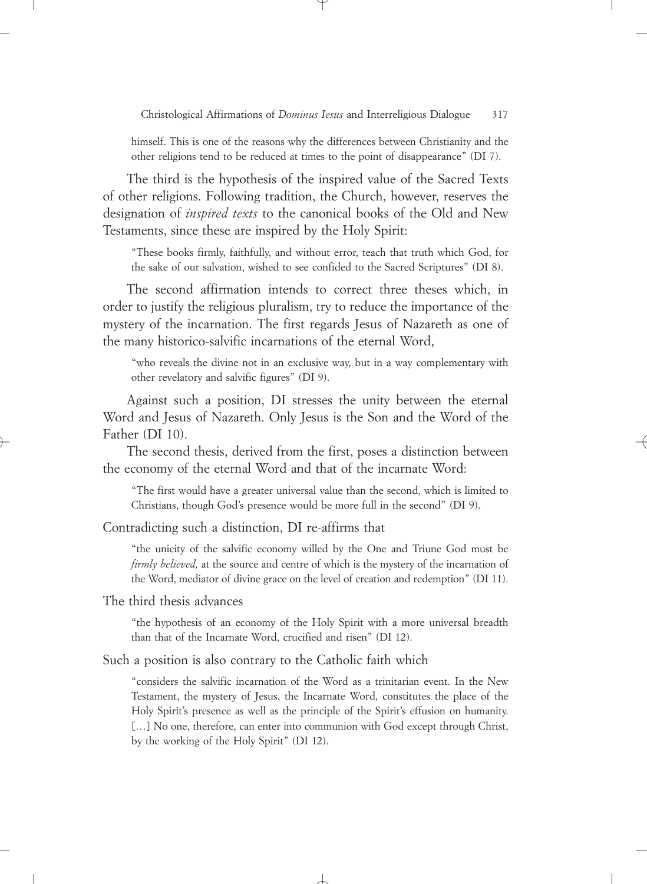> himself. This is one of the reasons why the differences between Christianity and the other religions tend to be reduced at times to the point of disappearance" (DI 7).

The third is the hypothesis of the inspired value of the Sacred Texts of other religions. Following tradition, the Church, however, reserves the designation of *inspired texts* to the canonical books of the Old and New Testaments, since these are inspired by the Holy Spirit:

> "These books firmly, faithfully, and without error, teach that truth which God, for the sake of our salvation, wished to see confided to the Sacred Scriptures" (DI 8).

The second affirmation intends to correct three theses which, in order to justify the religious pluralism, try to reduce the importance of the mystery of the incarnation. The first regards Jesus of Nazareth as one of the many historico-salvific incarnations of the eternal Word,

> "who reveals the divine not in an exclusive way, but in a way complementary with other revelatory and salvific figures" (DI 9).

Against such a position, DI stresses the unity between the eternal Word and Jesus of Nazareth. Only Jesus is the Son and the Word of the Father (DI 10).

The second thesis, derived from the first, poses a distinction between the economy of the eternal Word and that of the incarnate Word:

> "The first would have a greater universal value than the second, which is limited to Christians, though God's presence would be more full in the second" (DI 9).

Contradicting such a distinction, DI re-affirms that

> "the unicity of the salvific economy willed by the One and Triune God must be *firmly believed,* at the source and centre of which is the mystery of the incarnation of the Word, mediator of divine grace on the level of creation and redemption" (DI 11).

The third thesis advances

> "the hypothesis of an economy of the Holy Spirit with a more universal breadth than that of the Incarnate Word, crucified and risen" (DI 12).

Such a position is also contrary to the Catholic faith which

> "considers the salvific incarnation of the Word as a trinitarian event. In the New Testament, the mystery of Jesus, the Incarnate Word, constitutes the place of the Holy Spirit's presence as well as the principle of the Spirit's effusion on humanity. […] No one, therefore, can enter into communion with God except through Christ, by the working of the Holy Spirit" (DI 12).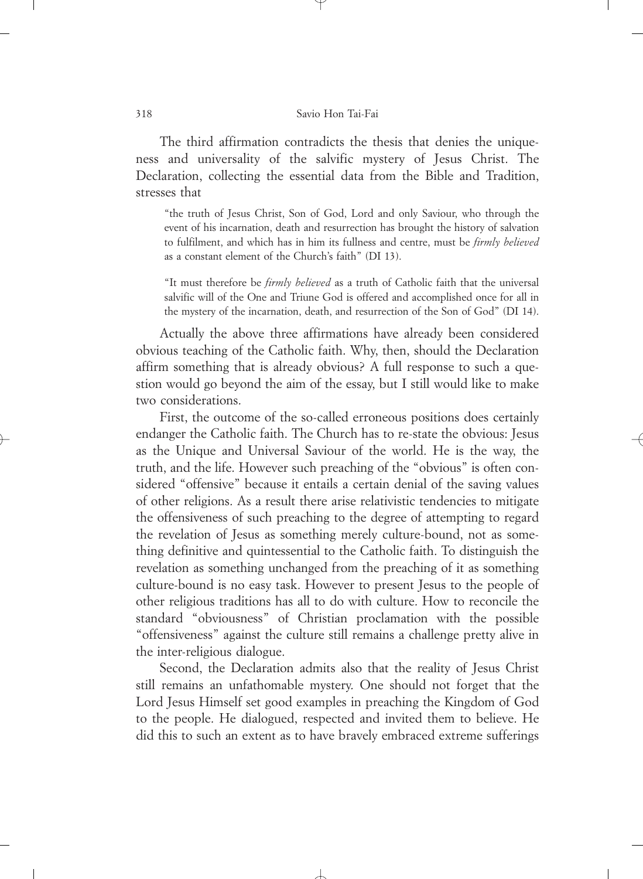The third affirmation contradicts the thesis that denies the uniqueness and universality of the salvific mystery of Jesus Christ. The Declaration, collecting the essential data from the Bible and Tradition, stresses that

> "the truth of Jesus Christ, Son of God, Lord and only Saviour, who through the event of his incarnation, death and resurrection has brought the history of salvation to fulfilment, and which has in him its fullness and centre, must be *firmly believed* as a constant element of the Church's faith" (DI 13).

> "It must therefore be *firmly believed* as a truth of Catholic faith that the universal salvific will of the One and Triune God is offered and accomplished once for all in the mystery of the incarnation, death, and resurrection of the Son of God" (DI 14).

Actually the above three affirmations have already been considered obvious teaching of the Catholic faith. Why, then, should the Declaration affirm something that is already obvious? A full response to such a question would go beyond the aim of the essay, but I still would like to make two considerations.

First, the outcome of the so-called erroneous positions does certainly endanger the Catholic faith. The Church has to re-state the obvious: Jesus as the Unique and Universal Saviour of the world. He is the way, the truth, and the life. However such preaching of the "obvious" is often considered "offensive" because it entails a certain denial of the saving values of other religions. As a result there arise relativistic tendencies to mitigate the offensiveness of such preaching to the degree of attempting to regard the revelation of Jesus as something merely culture-bound, not as something definitive and quintessential to the Catholic faith. To distinguish the revelation as something unchanged from the preaching of it as something culture-bound is no easy task. However to present Jesus to the people of other religious traditions has all to do with culture. How to reconcile the standard "obviousness" of Christian proclamation with the possible "offensiveness" against the culture still remains a challenge pretty alive in the inter-religious dialogue.

Second, the Declaration admits also that the reality of Jesus Christ still remains an unfathomable mystery. One should not forget that the Lord Jesus Himself set good examples in preaching the Kingdom of God to the people. He dialogued, respected and invited them to believe. He did this to such an extent as to have bravely embraced extreme sufferings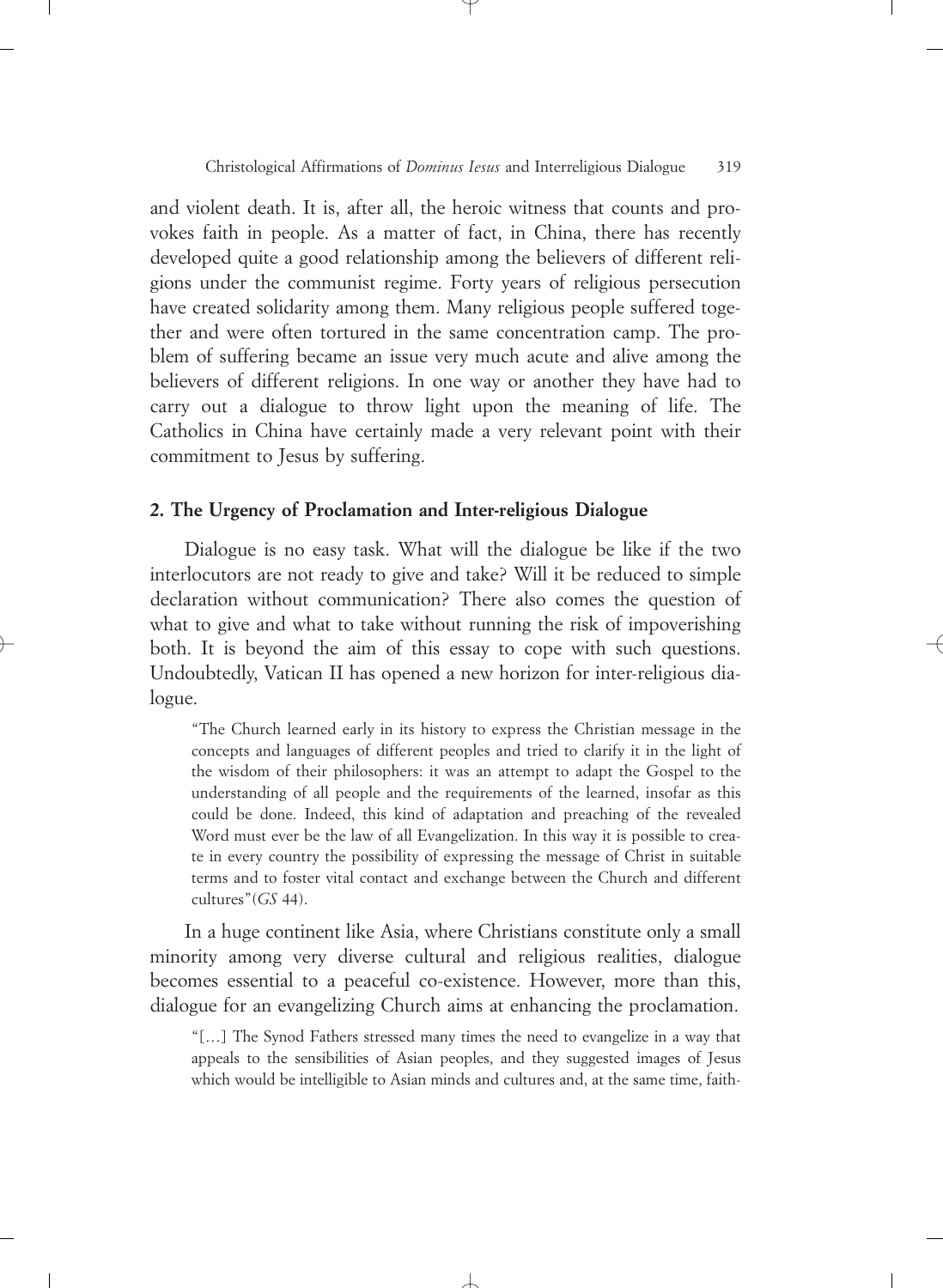and violent death. It is, after all, the heroic witness that counts and provokes faith in people. As a matter of fact, in China, there has recently developed quite a good relationship among the believers of different religions under the communist regime. Forty years of religious persecution have created solidarity among them. Many religious people suffered together and were often tortured in the same concentration camp. The problem of suffering became an issue very much acute and alive among the believers of different religions. In one way or another they have had to carry out a dialogue to throw light upon the meaning of life. The Catholics in China have certainly made a very relevant point with their commitment to Jesus by suffering.

## 2. The Urgency of Proclamation and Inter-religious Dialogue

Dialogue is no easy task. What will the dialogue be like if the two interlocutors are not ready to give and take? Will it be reduced to simple declaration without communication? There also comes the question of what to give and what to take without running the risk of impoverishing both. It is beyond the aim of this essay to cope with such questions. Undoubtedly, Vatican II has opened a new horizon for inter-religious dialogue.

> "The Church learned early in its history to express the Christian message in the concepts and languages of different peoples and tried to clarify it in the light of the wisdom of their philosophers: it was an attempt to adapt the Gospel to the understanding of all people and the requirements of the learned, insofar as this could be done. Indeed, this kind of adaptation and preaching of the revealed Word must ever be the law of all Evangelization. In this way it is possible to create in every country the possibility of expressing the message of Christ in suitable terms and to foster vital contact and exchange between the Church and different cultures"(*GS* 44).

In a huge continent like Asia, where Christians constitute only a small minority among very diverse cultural and religious realities, dialogue becomes essential to a peaceful co-existence. However, more than this, dialogue for an evangelizing Church aims at enhancing the proclamation.

> "[…] The Synod Fathers stressed many times the need to evangelize in a way that appeals to the sensibilities of Asian peoples, and they suggested images of Jesus which would be intelligible to Asian minds and cultures and, at the same time, faith-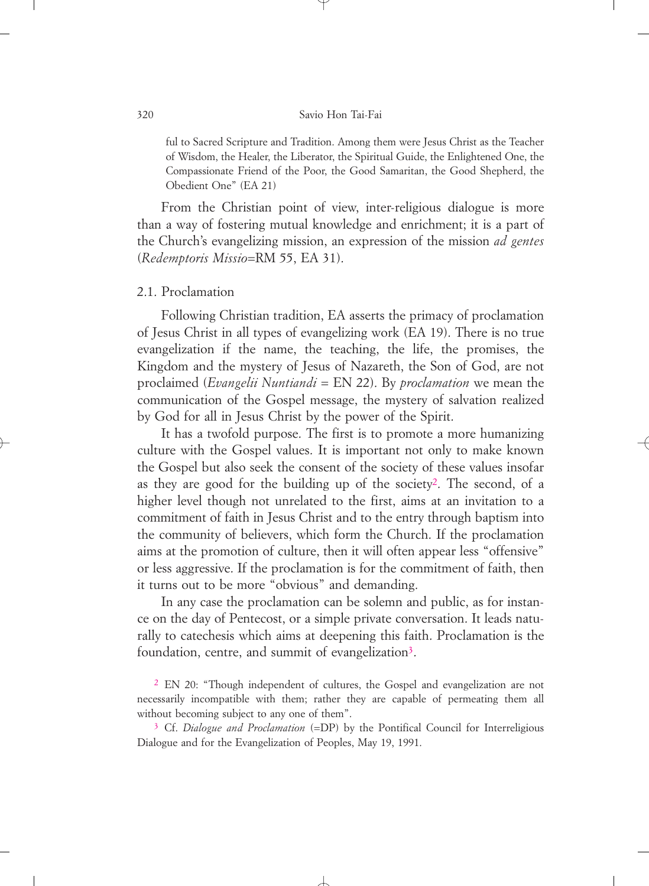ful to Sacred Scripture and Tradition. Among them were Jesus Christ as the Teacher of Wisdom, the Healer, the Liberator, the Spiritual Guide, the Enlightened One, the Compassionate Friend of the Poor, the Good Samaritan, the Good Shepherd, the Obedient One" (EA 21)

From the Christian point of view, inter-religious dialogue is more than a way of fostering mutual knowledge and enrichment; it is a part of the Church's evangelizing mission, an expression of the mission *ad gentes* (*Redemptoris Missio*=RM 55, EA 31).

## 2.1. Proclamation

Following Christian tradition, EA asserts the primacy of proclamation of Jesus Christ in all types of evangelizing work (EA 19). There is no true evangelization if the name, the teaching, the life, the promises, the Kingdom and the mystery of Jesus of Nazareth, the Son of God, are not proclaimed (*Evangelii Nuntiandi* = EN 22). By *proclamation* we mean the communication of the Gospel message, the mystery of salvation realized by God for all in Jesus Christ by the power of the Spirit.

It has a twofold purpose. The first is to promote a more humanizing culture with the Gospel values. It is important not only to make known the Gospel but also seek the consent of the society of these values insofar as they are good for the building up of the society[2]. The second, of a higher level though not unrelated to the first, aims at an invitation to a commitment of faith in Jesus Christ and to the entry through baptism into the community of believers, which form the Church. If the proclamation aims at the promotion of culture, then it will often appear less "offensive" or less aggressive. If the proclamation is for the commitment of faith, then it turns out to be more "obvious" and demanding.

In any case the proclamation can be solemn and public, as for instance on the day of Pentecost, or a simple private conversation. It leads naturally to catechesis which aims at deepening this faith. Proclamation is the foundation, centre, and summit of evangelization[3].

[2] EN 20: "Though independent of cultures, the Gospel and evangelization are not necessarily incompatible with them; rather they are capable of permeating them all without becoming subject to any one of them".

[3] Cf. *Dialogue and Proclamation* (=DP) by the Pontifical Council for Interreligious Dialogue and for the Evangelization of Peoples, May 19, 1991.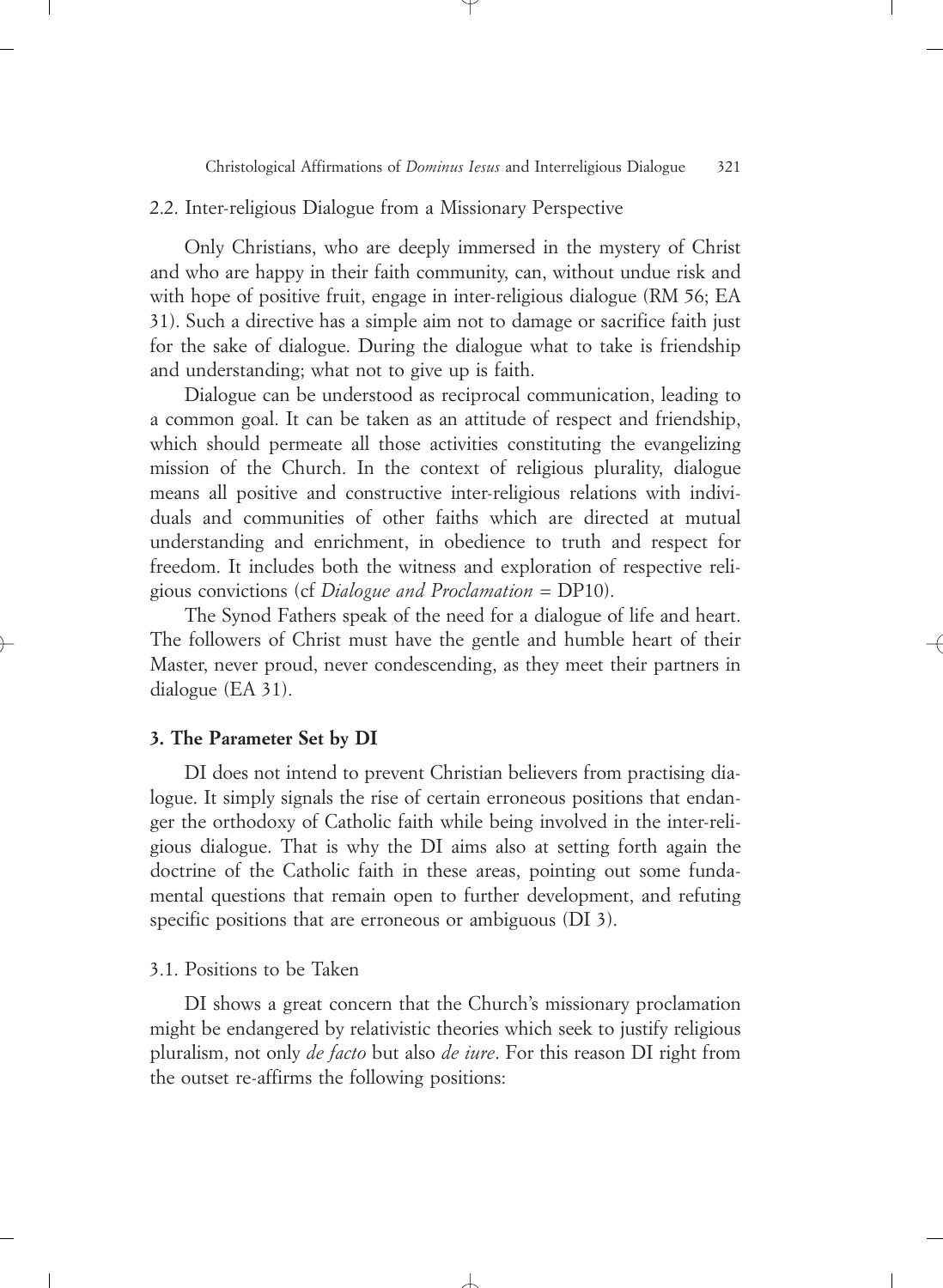### 2.2. Inter-religious Dialogue from a Missionary Perspective

Only Christians, who are deeply immersed in the mystery of Christ and who are happy in their faith community, can, without undue risk and with hope of positive fruit, engage in inter-religious dialogue (RM 56; EA 31). Such a directive has a simple aim not to damage or sacrifice faith just for the sake of dialogue. During the dialogue what to take is friendship and understanding; what not to give up is faith.

Dialogue can be understood as reciprocal communication, leading to a common goal. It can be taken as an attitude of respect and friendship, which should permeate all those activities constituting the evangelizing mission of the Church. In the context of religious plurality, dialogue means all positive and constructive inter-religious relations with individuals and communities of other faiths which are directed at mutual understanding and enrichment, in obedience to truth and respect for freedom. It includes both the witness and exploration of respective religious convictions (cf *Dialogue and Proclamation* = DP10).

The Synod Fathers speak of the need for a dialogue of life and heart. The followers of Christ must have the gentle and humble heart of their Master, never proud, never condescending, as they meet their partners in dialogue (EA 31).

## 3. The Parameter Set by DI

DI does not intend to prevent Christian believers from practising dialogue. It simply signals the rise of certain erroneous positions that endanger the orthodoxy of Catholic faith while being involved in the inter-religious dialogue. That is why the DI aims also at setting forth again the doctrine of the Catholic faith in these areas, pointing out some fundamental questions that remain open to further development, and refuting specific positions that are erroneous or ambiguous (DI 3).

### 3.1. Positions to be Taken

DI shows a great concern that the Church's missionary proclamation might be endangered by relativistic theories which seek to justify religious pluralism, not only *de facto* but also *de iure*. For this reason DI right from the outset re-affirms the following positions: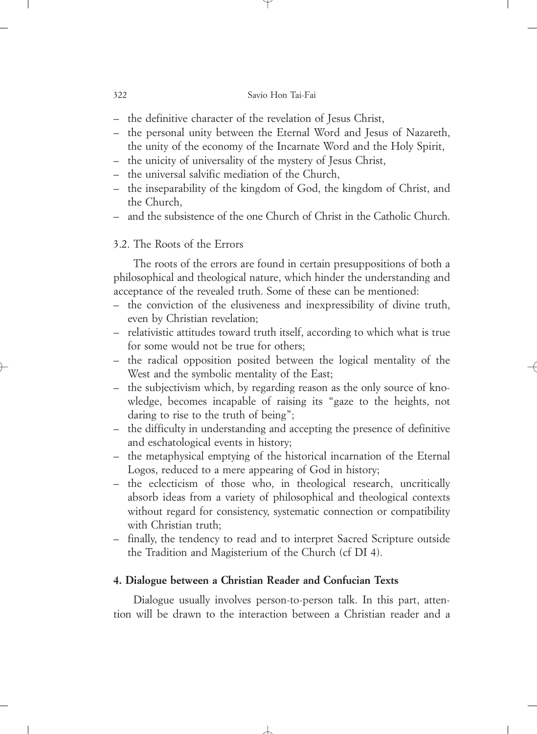- the definitive character of the revelation of Jesus Christ,
- the personal unity between the Eternal Word and Jesus of Nazareth, the unity of the economy of the Incarnate Word and the Holy Spirit,
- the unicity of universality of the mystery of Jesus Christ,
- the universal salvific mediation of the Church,
- the inseparability of the kingdom of God, the kingdom of Christ, and the Church,
- and the subsistence of the one Church of Christ in the Catholic Church.

### 3.2. The Roots of the Errors

The roots of the errors are found in certain presuppositions of both a philosophical and theological nature, which hinder the understanding and acceptance of the revealed truth. Some of these can be mentioned:

- the conviction of the elusiveness and inexpressibility of divine truth, even by Christian revelation;
- relativistic attitudes toward truth itself, according to which what is true for some would not be true for others;
- the radical opposition posited between the logical mentality of the West and the symbolic mentality of the East;
- the subjectivism which, by regarding reason as the only source of knowledge, becomes incapable of raising its "gaze to the heights, not daring to rise to the truth of being";
- the difficulty in understanding and accepting the presence of definitive and eschatological events in history;
- the metaphysical emptying of the historical incarnation of the Eternal Logos, reduced to a mere appearing of God in history;
- the eclecticism of those who, in theological research, uncritically absorb ideas from a variety of philosophical and theological contexts without regard for consistency, systematic connection or compatibility with Christian truth;
- finally, the tendency to read and to interpret Sacred Scripture outside the Tradition and Magisterium of the Church (cf DI 4).

## 4. Dialogue between a Christian Reader and Confucian Texts

Dialogue usually involves person-to-person talk. In this part, attention will be drawn to the interaction between a Christian reader and a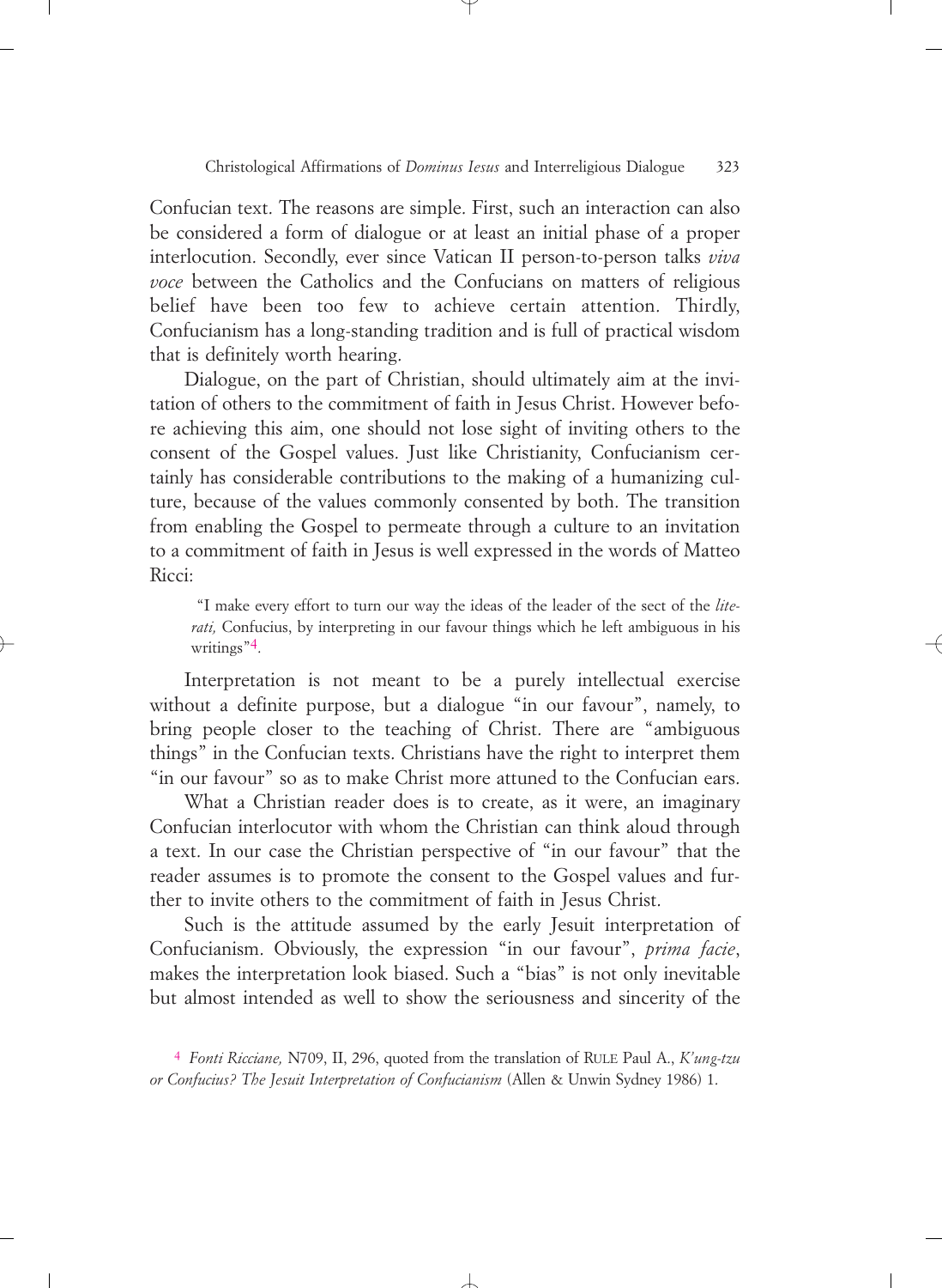Confucian text. The reasons are simple. First, such an interaction can also be considered a form of dialogue or at least an initial phase of a proper interlocution. Secondly, ever since Vatican II person-to-person talks *viva voce* between the Catholics and the Confucians on matters of religious belief have been too few to achieve certain attention. Thirdly, Confucianism has a long-standing tradition and is full of practical wisdom that is definitely worth hearing.

Dialogue, on the part of Christian, should ultimately aim at the invitation of others to the commitment of faith in Jesus Christ. However before achieving this aim, one should not lose sight of inviting others to the consent of the Gospel values. Just like Christianity, Confucianism certainly has considerable contributions to the making of a humanizing culture, because of the values commonly consented by both. The transition from enabling the Gospel to permeate through a culture to an invitation to a commitment of faith in Jesus is well expressed in the words of Matteo Ricci:

> "I make every effort to turn our way the ideas of the leader of the sect of the *literati,* Confucius, by interpreting in our favour things which he left ambiguous in his writings"[4].

Interpretation is not meant to be a purely intellectual exercise without a definite purpose, but a dialogue "in our favour", namely, to bring people closer to the teaching of Christ. There are "ambiguous things" in the Confucian texts. Christians have the right to interpret them "in our favour" so as to make Christ more attuned to the Confucian ears.

What a Christian reader does is to create, as it were, an imaginary Confucian interlocutor with whom the Christian can think aloud through a text. In our case the Christian perspective of "in our favour" that the reader assumes is to promote the consent to the Gospel values and further to invite others to the commitment of faith in Jesus Christ.

Such is the attitude assumed by the early Jesuit interpretation of Confucianism. Obviously, the expression "in our favour", *prima facie*, makes the interpretation look biased. Such a "bias" is not only inevitable but almost intended as well to show the seriousness and sincerity of the

[4] *Fonti Ricciane,* N709, II, 296, quoted from the translation of RULE Paul A., *K'ung-tzu or Confucius? The Jesuit Interpretation of Confucianism* (Allen & Unwin Sydney 1986) 1.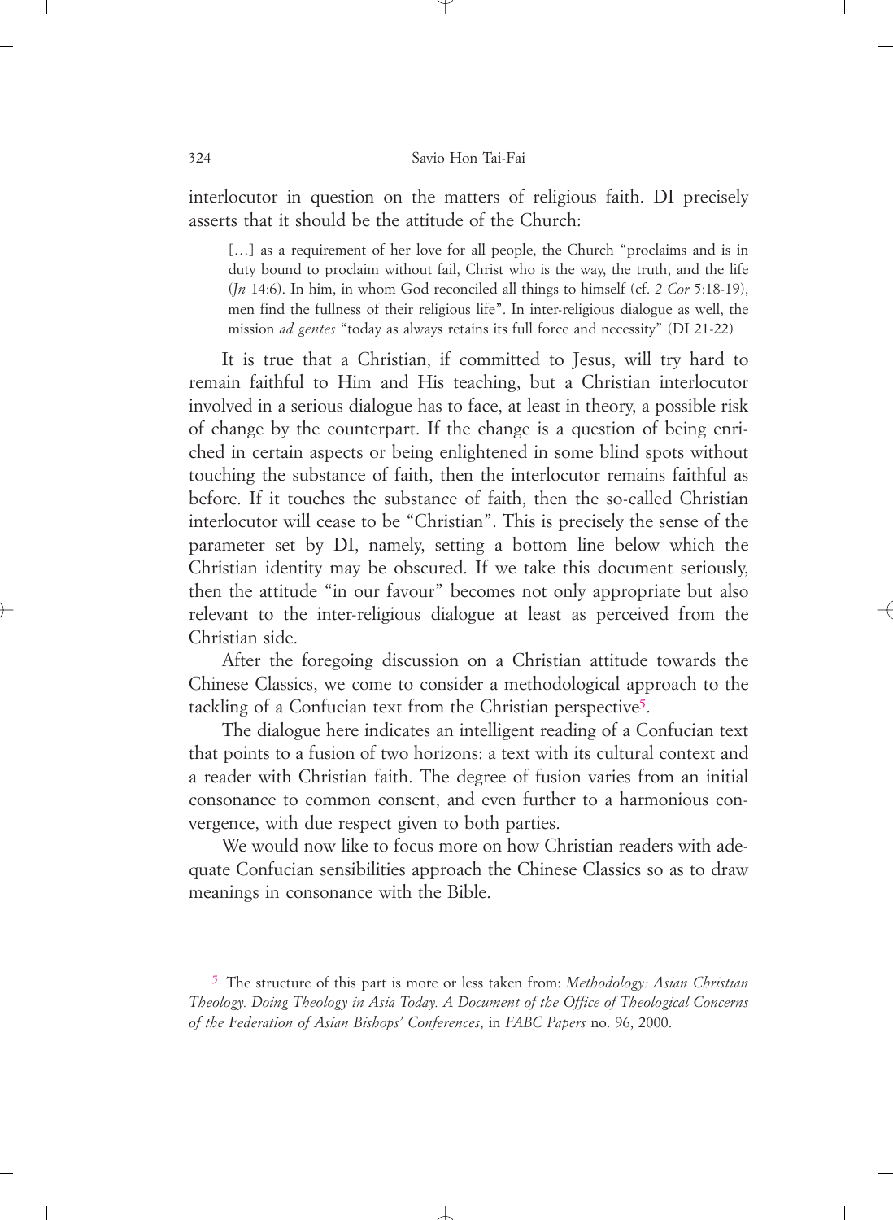interlocutor in question on the matters of religious faith. DI precisely asserts that it should be the attitude of the Church:

> […] as a requirement of her love for all people, the Church "proclaims and is in duty bound to proclaim without fail, Christ who is the way, the truth, and the life (*Jn* 14:6). In him, in whom God reconciled all things to himself (cf. *2 Cor* 5:18-19), men find the fullness of their religious life". In inter-religious dialogue as well, the mission *ad gentes* "today as always retains its full force and necessity" (DI 21-22)

It is true that a Christian, if committed to Jesus, will try hard to remain faithful to Him and His teaching, but a Christian interlocutor involved in a serious dialogue has to face, at least in theory, a possible risk of change by the counterpart. If the change is a question of being enriched in certain aspects or being enlightened in some blind spots without touching the substance of faith, then the interlocutor remains faithful as before. If it touches the substance of faith, then the so-called Christian interlocutor will cease to be "Christian". This is precisely the sense of the parameter set by DI, namely, setting a bottom line below which the Christian identity may be obscured. If we take this document seriously, then the attitude "in our favour" becomes not only appropriate but also relevant to the inter-religious dialogue at least as perceived from the Christian side.

After the foregoing discussion on a Christian attitude towards the Chinese Classics, we come to consider a methodological approach to the tackling of a Confucian text from the Christian perspective[5].

The dialogue here indicates an intelligent reading of a Confucian text that points to a fusion of two horizons: a text with its cultural context and a reader with Christian faith. The degree of fusion varies from an initial consonance to common consent, and even further to a harmonious convergence, with due respect given to both parties.

We would now like to focus more on how Christian readers with adequate Confucian sensibilities approach the Chinese Classics so as to draw meanings in consonance with the Bible.

[5] The structure of this part is more or less taken from: *Methodology: Asian Christian Theology. Doing Theology in Asia Today. A Document of the Office of Theological Concerns of the Federation of Asian Bishops' Conferences*, in *FABC Papers* no. 96, 2000.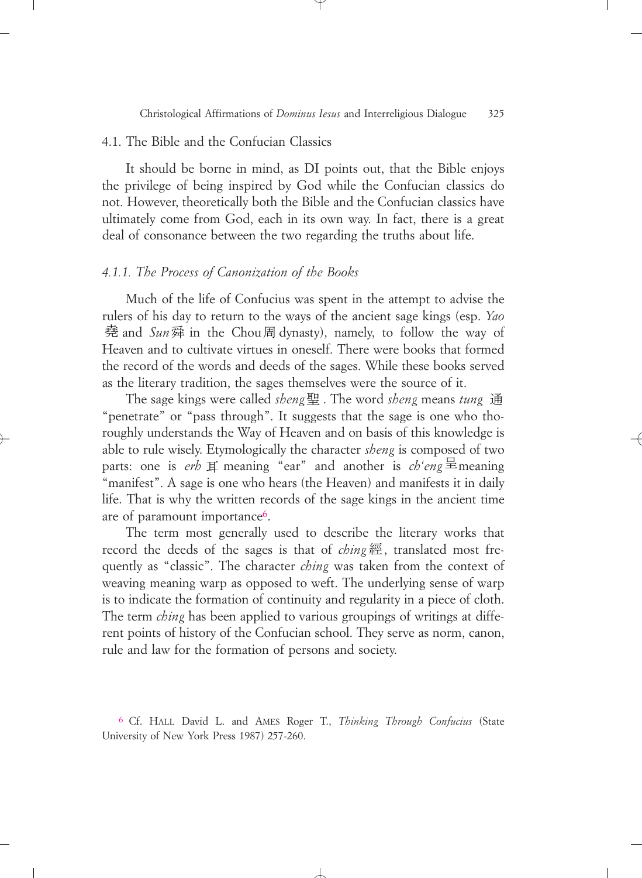## 4.1. The Bible and the Confucian Classics

It should be borne in mind, as DI points out, that the Bible enjoys the privilege of being inspired by God while the Confucian classics do not. However, theoretically both the Bible and the Confucian classics have ultimately come from God, each in its own way. In fact, there is a great deal of consonance between the two regarding the truths about life.

### *4.1.1. The Process of Canonization of the Books*

Much of the life of Confucius was spent in the attempt to advise the rulers of his day to return to the ways of the ancient sage kings (esp. *Yao* 堯 and *Sun* 舜 in the Chou 周 dynasty), namely, to follow the way of Heaven and to cultivate virtues in oneself. There were books that formed the record of the words and deeds of the sages. While these books served as the literary tradition, the sages themselves were the source of it.

The sage kings were called *sheng* 聖 . The word *sheng* means *tung* 通 "penetrate" or "pass through". It suggests that the sage is one who thoroughly understands the Way of Heaven and on basis of this knowledge is able to rule wisely. Etymologically the character *sheng* is composed of two parts: one is *erh* 耳 meaning "ear" and another is *ch'eng* 呈 meaning "manifest". A sage is one who hears (the Heaven) and manifests it in daily life. That is why the written records of the sage kings in the ancient time are of paramount importance[6].

The term most generally used to describe the literary works that record the deeds of the sages is that of *ching* 經, translated most frequently as "classic". The character *ching* was taken from the context of weaving meaning warp as opposed to weft. The underlying sense of warp is to indicate the formation of continuity and regularity in a piece of cloth. The term *ching* has been applied to various groupings of writings at different points of history of the Confucian school. They serve as norm, canon, rule and law for the formation of persons and society.

[6] Cf. HALL David L. and AMES Roger T., *Thinking Through Confucius* (State University of New York Press 1987) 257-260.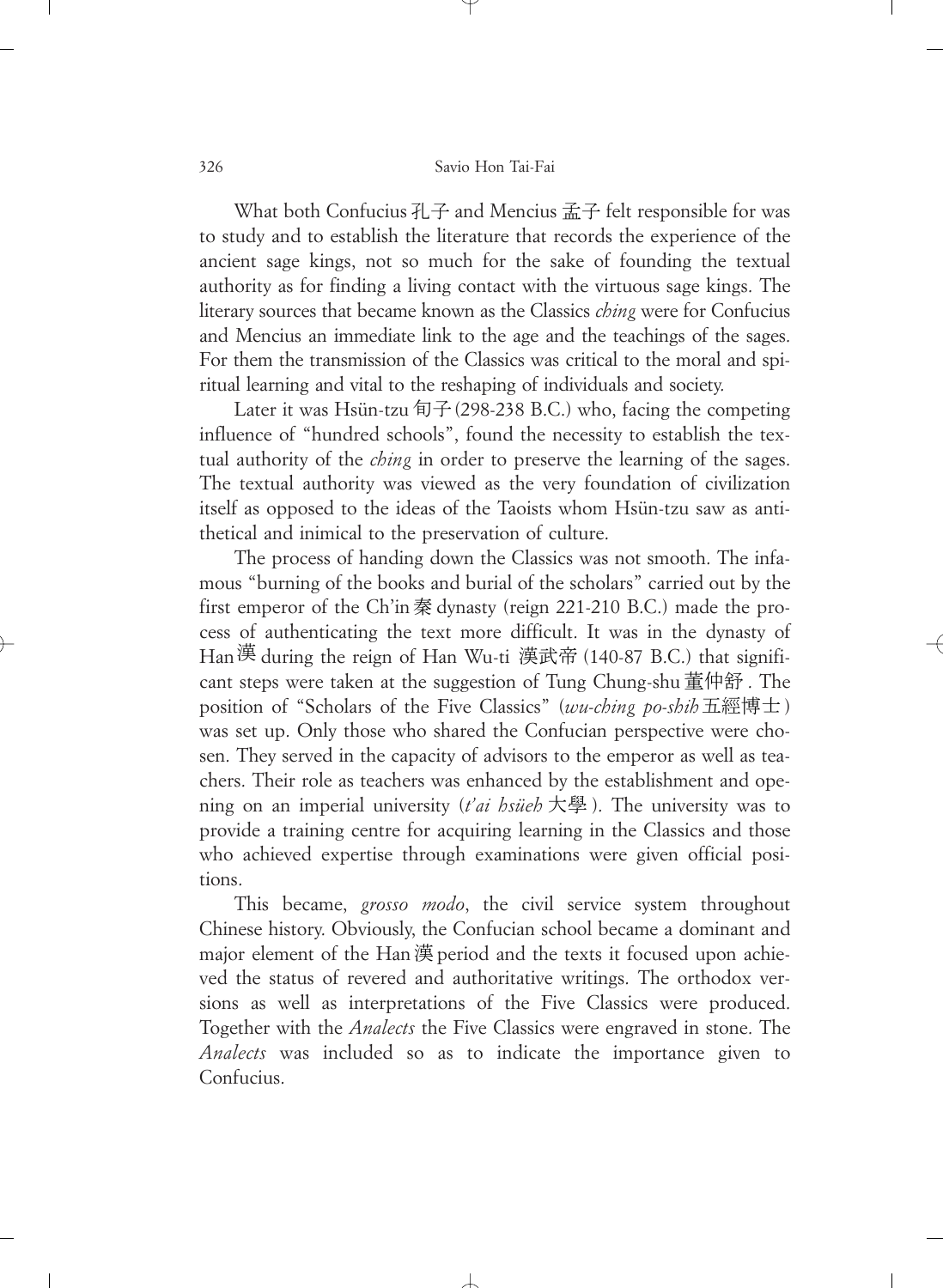What both Confucius 孔子 and Mencius 孟子 felt responsible for was to study and to establish the literature that records the experience of the ancient sage kings, not so much for the sake of founding the textual authority as for finding a living contact with the virtuous sage kings. The literary sources that became known as the Classics *ching* were for Confucius and Mencius an immediate link to the age and the teachings of the sages. For them the transmission of the Classics was critical to the moral and spiritual learning and vital to the reshaping of individuals and society.

Later it was Hsün-tzu 旬子 (298-238 B.C.) who, facing the competing influence of "hundred schools", found the necessity to establish the textual authority of the *ching* in order to preserve the learning of the sages. The textual authority was viewed as the very foundation of civilization itself as opposed to the ideas of the Taoists whom Hsün-tzu saw as antithetical and inimical to the preservation of culture.

The process of handing down the Classics was not smooth. The infamous "burning of the books and burial of the scholars" carried out by the first emperor of the Ch'in 秦 dynasty (reign 221-210 B.C.) made the process of authenticating the text more difficult. It was in the dynasty of Han 漢 during the reign of Han Wu-ti 漢武帝 (140-87 B.C.) that significant steps were taken at the suggestion of Tung Chung-shu 董仲舒. The position of "Scholars of the Five Classics" (*wu-ching po-shih* 五經博士) was set up. Only those who shared the Confucian perspective were chosen. They served in the capacity of advisors to the emperor as well as teachers. Their role as teachers was enhanced by the establishment and opening on an imperial university (*t'ai hsüeh* 大學). The university was to provide a training centre for acquiring learning in the Classics and those who achieved expertise through examinations were given official positions.

This became, *grosso modo*, the civil service system throughout Chinese history. Obviously, the Confucian school became a dominant and major element of the Han 漢 period and the texts it focused upon achieved the status of revered and authoritative writings. The orthodox versions as well as interpretations of the Five Classics were produced. Together with the *Analects* the Five Classics were engraved in stone. The *Analects* was included so as to indicate the importance given to Confucius.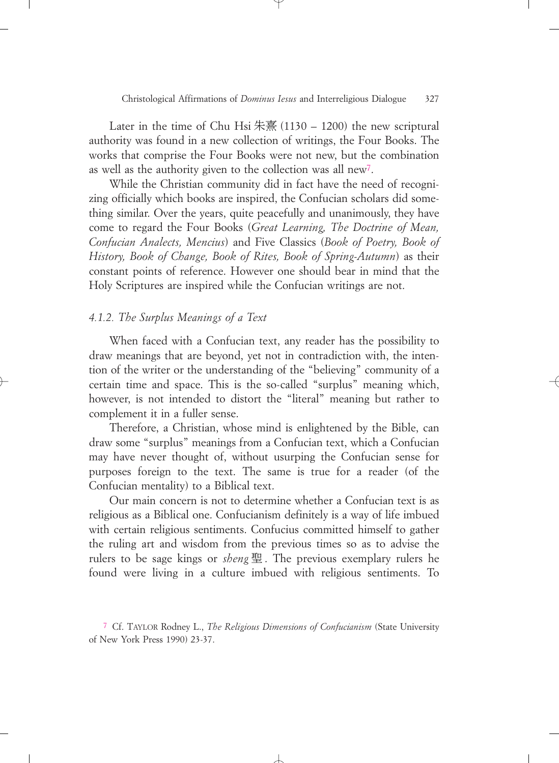Later in the time of Chu Hsi 朱熹 (1130 – 1200) the new scriptural authority was found in a new collection of writings, the Four Books. The works that comprise the Four Books were not new, but the combination as well as the authority given to the collection was all new[7].

While the Christian community did in fact have the need of recognizing officially which books are inspired, the Confucian scholars did something similar. Over the years, quite peacefully and unanimously, they have come to regard the Four Books (*Great Learning, The Doctrine of Mean, Confucian Analects, Mencius*) and Five Classics (*Book of Poetry, Book of History, Book of Change, Book of Rites, Book of Spring-Autumn*) as their constant points of reference. However one should bear in mind that the Holy Scriptures are inspired while the Confucian writings are not.

### *4.1.2. The Surplus Meanings of a Text*

When faced with a Confucian text, any reader has the possibility to draw meanings that are beyond, yet not in contradiction with, the intention of the writer or the understanding of the "believing" community of a certain time and space. This is the so-called "surplus" meaning which, however, is not intended to distort the "literal" meaning but rather to complement it in a fuller sense.

Therefore, a Christian, whose mind is enlightened by the Bible, can draw some "surplus" meanings from a Confucian text, which a Confucian may have never thought of, without usurping the Confucian sense for purposes foreign to the text. The same is true for a reader (of the Confucian mentality) to a Biblical text.

Our main concern is not to determine whether a Confucian text is as religious as a Biblical one. Confucianism definitely is a way of life imbued with certain religious sentiments. Confucius committed himself to gather the ruling art and wisdom from the previous times so as to advise the rulers to be sage kings or *sheng* 聖. The previous exemplary rulers he found were living in a culture imbued with religious sentiments. To

[7] Cf. TAYLOR Rodney L., *The Religious Dimensions of Confucianism* (State University of New York Press 1990) 23-37.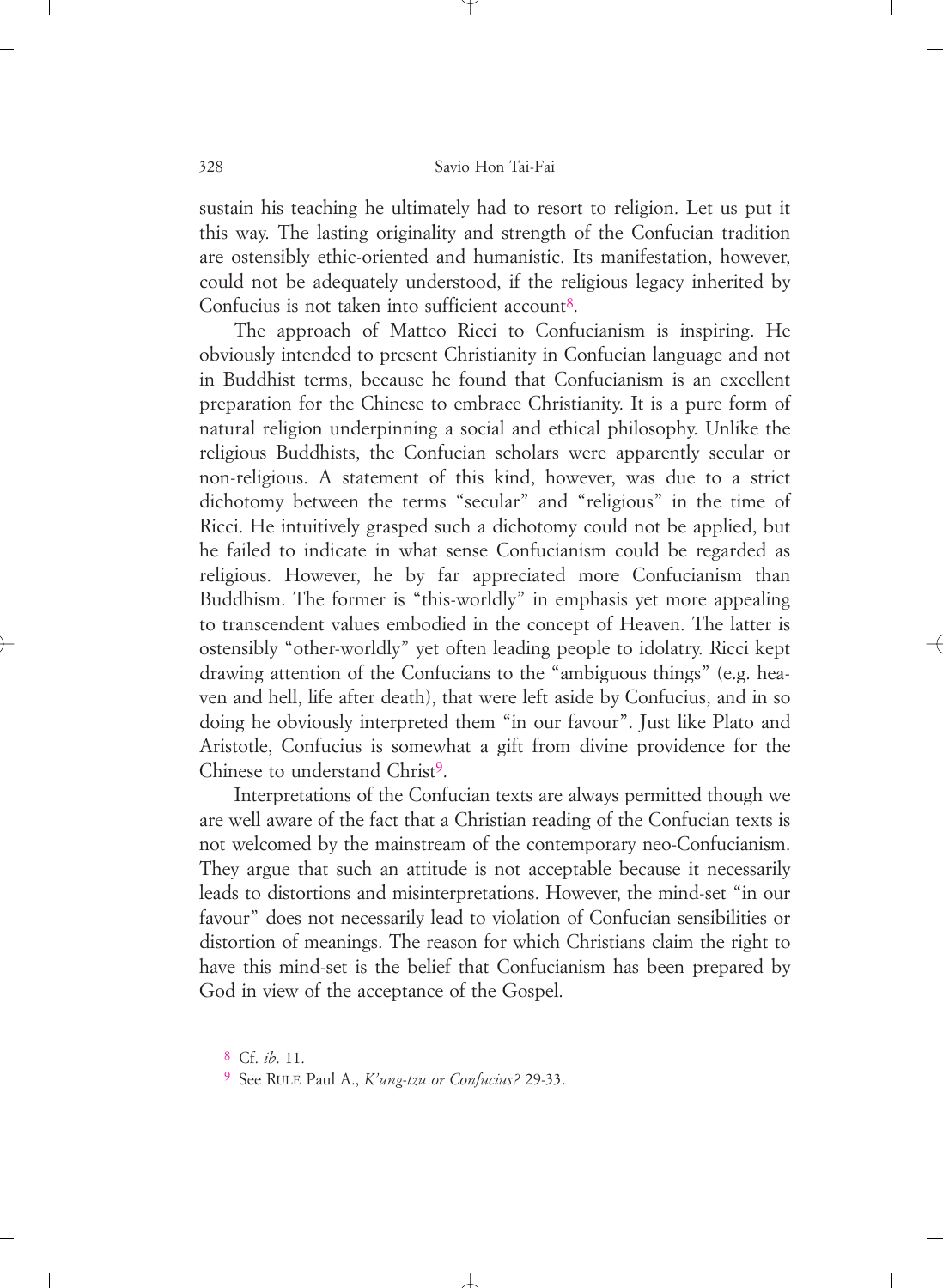sustain his teaching he ultimately had to resort to religion. Let us put it this way. The lasting originality and strength of the Confucian tradition are ostensibly ethic-oriented and humanistic. Its manifestation, however, could not be adequately understood, if the religious legacy inherited by Confucius is not taken into sufficient account[8].

The approach of Matteo Ricci to Confucianism is inspiring. He obviously intended to present Christianity in Confucian language and not in Buddhist terms, because he found that Confucianism is an excellent preparation for the Chinese to embrace Christianity. It is a pure form of natural religion underpinning a social and ethical philosophy. Unlike the religious Buddhists, the Confucian scholars were apparently secular or non-religious. A statement of this kind, however, was due to a strict dichotomy between the terms "secular" and "religious" in the time of Ricci. He intuitively grasped such a dichotomy could not be applied, but he failed to indicate in what sense Confucianism could be regarded as religious. However, he by far appreciated more Confucianism than Buddhism. The former is "this-worldly" in emphasis yet more appealing to transcendent values embodied in the concept of Heaven. The latter is ostensibly "other-worldly" yet often leading people to idolatry. Ricci kept drawing attention of the Confucians to the "ambiguous things" (e.g. heaven and hell, life after death), that were left aside by Confucius, and in so doing he obviously interpreted them "in our favour". Just like Plato and Aristotle, Confucius is somewhat a gift from divine providence for the Chinese to understand Christ[9].

Interpretations of the Confucian texts are always permitted though we are well aware of the fact that a Christian reading of the Confucian texts is not welcomed by the mainstream of the contemporary neo-Confucianism. They argue that such an attitude is not acceptable because it necessarily leads to distortions and misinterpretations. However, the mind-set "in our favour" does not necessarily lead to violation of Confucian sensibilities or distortion of meanings. The reason for which Christians claim the right to have this mind-set is the belief that Confucianism has been prepared by God in view of the acceptance of the Gospel.

[8] Cf. *ib.* 11.

[9] See RULE Paul A., *K'ung-tzu or Confucius?* 29-33.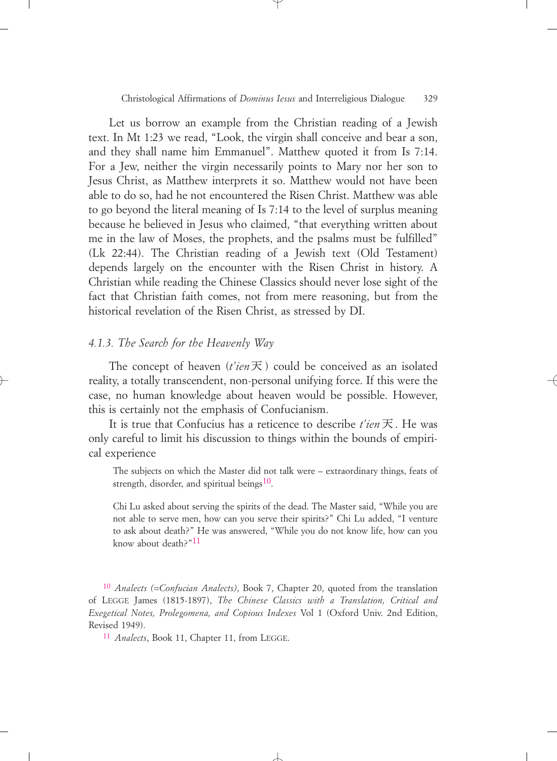Let us borrow an example from the Christian reading of a Jewish text. In Mt 1:23 we read, "Look, the virgin shall conceive and bear a son, and they shall name him Emmanuel". Matthew quoted it from Is 7:14. For a Jew, neither the virgin necessarily points to Mary nor her son to Jesus Christ, as Matthew interprets it so. Matthew would not have been able to do so, had he not encountered the Risen Christ. Matthew was able to go beyond the literal meaning of Is 7:14 to the level of surplus meaning because he believed in Jesus who claimed, "that everything written about me in the law of Moses, the prophets, and the psalms must be fulfilled" (Lk 22:44). The Christian reading of a Jewish text (Old Testament) depends largely on the encounter with the Risen Christ in history. A Christian while reading the Chinese Classics should never lose sight of the fact that Christian faith comes, not from mere reasoning, but from the historical revelation of the Risen Christ, as stressed by DI.

### *4.1.3. The Search for the Heavenly Way*

The concept of heaven (*t'ien* 天) could be conceived as an isolated reality, a totally transcendent, non-personal unifying force. If this were the case, no human knowledge about heaven would be possible. However, this is certainly not the emphasis of Confucianism.

It is true that Confucius has a reticence to describe *t'ien* 天. He was only careful to limit his discussion to things within the bounds of empirical experience

> The subjects on which the Master did not talk were – extraordinary things, feats of strength, disorder, and spiritual beings[10].

> Chi Lu asked about serving the spirits of the dead. The Master said, "While you are not able to serve men, how can you serve their spirits?" Chi Lu added, "I venture to ask about death?" He was answered, "While you do not know life, how can you know about death?"[11]

---

[10] *Analects (=Confucian Analects)*, Book 7, Chapter 20, quoted from the translation of LEGGE James (1815-1897), *The Chinese Classics with a Translation, Critical and Exegetical Notes, Prolegomena, and Copious Indexes* Vol 1 (Oxford Univ. 2nd Edition, Revised 1949).

[11] *Analects*, Book 11, Chapter 11, from LEGGE.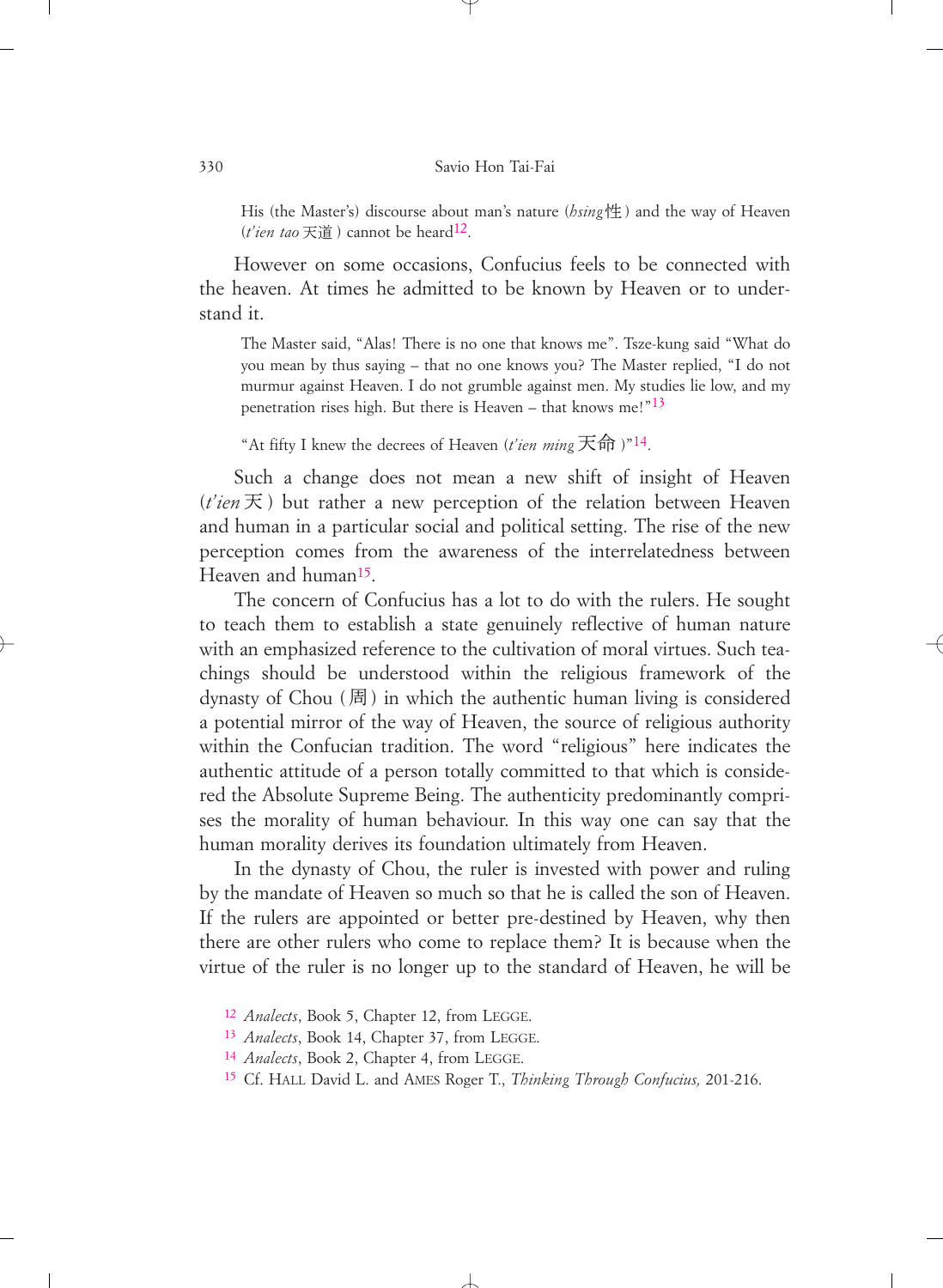> His (the Master's) discourse about man's nature (*hsing* 性) and the way of Heaven (*t'ien tao* 天道) cannot be heard[12].

However on some occasions, Confucius feels to be connected with the heaven. At times he admitted to be known by Heaven or to understand it.

> The Master said, "Alas! There is no one that knows me". Tsze-kung said "What do you mean by thus saying – that no one knows you? The Master replied, "I do not murmur against Heaven. I do not grumble against men. My studies lie low, and my penetration rises high. But there is Heaven – that knows me!"[13]

> "At fifty I knew the decrees of Heaven (*t'ien ming* 天命)"[14].

Such a change does not mean a new shift of insight of Heaven (*t'ien* 天) but rather a new perception of the relation between Heaven and human in a particular social and political setting. The rise of the new perception comes from the awareness of the interrelatedness between Heaven and human[15].

The concern of Confucius has a lot to do with the rulers. He sought to teach them to establish a state genuinely reflective of human nature with an emphasized reference to the cultivation of moral virtues. Such teachings should be understood within the religious framework of the dynasty of Chou (周) in which the authentic human living is considered a potential mirror of the way of Heaven, the source of religious authority within the Confucian tradition. The word "religious" here indicates the authentic attitude of a person totally committed to that which is considered the Absolute Supreme Being. The authenticity predominantly comprises the morality of human behaviour. In this way one can say that the human morality derives its foundation ultimately from Heaven.

In the dynasty of Chou, the ruler is invested with power and ruling by the mandate of Heaven so much so that he is called the son of Heaven. If the rulers are appointed or better pre-destined by Heaven, why then there are other rulers who come to replace them? It is because when the virtue of the ruler is no longer up to the standard of Heaven, he will be

---

[12] *Analects*, Book 5, Chapter 12, from LEGGE.

[13] *Analects*, Book 14, Chapter 37, from LEGGE.

[14] *Analects*, Book 2, Chapter 4, from LEGGE.

[15] Cf. HALL David L. and AMES Roger T., *Thinking Through Confucius,* 201-216.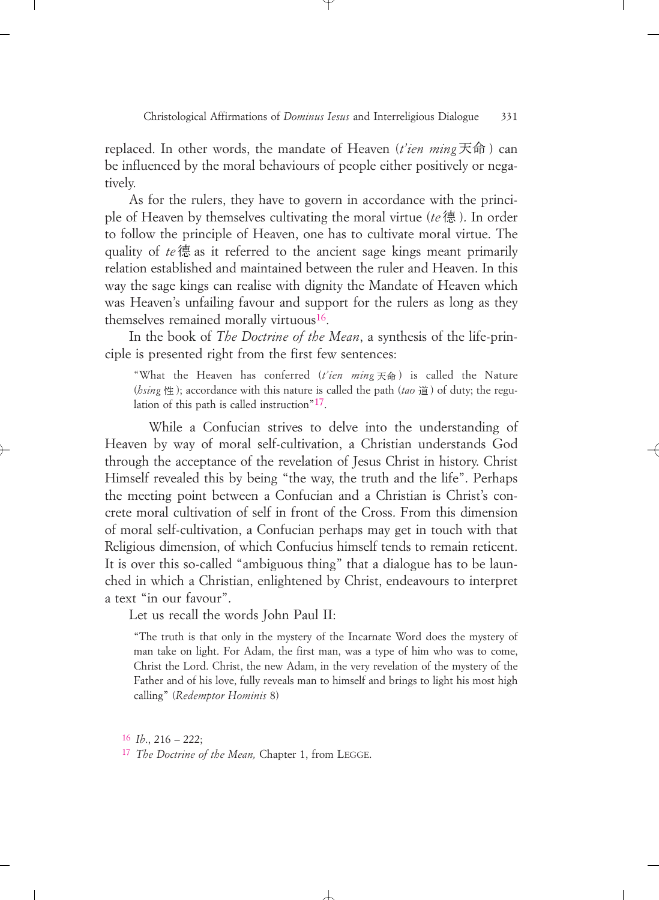replaced. In other words, the mandate of Heaven (*t'ien ming* 天命) can be influenced by the moral behaviours of people either positively or negatively.

As for the rulers, they have to govern in accordance with the principle of Heaven by themselves cultivating the moral virtue (*te* 德). In order to follow the principle of Heaven, one has to cultivate moral virtue. The quality of *te* 德 as it referred to the ancient sage kings meant primarily relation established and maintained between the ruler and Heaven. In this way the sage kings can realise with dignity the Mandate of Heaven which was Heaven's unfailing favour and support for the rulers as long as they themselves remained morally virtuous[16].

In the book of *The Doctrine of the Mean*, a synthesis of the life-principle is presented right from the first few sentences:

> "What the Heaven has conferred (*t'ien ming* 天命) is called the Nature (*hsing* 性); accordance with this nature is called the path (*tao* 道) of duty; the regulation of this path is called instruction"[17].

While a Confucian strives to delve into the understanding of Heaven by way of moral self-cultivation, a Christian understands God through the acceptance of the revelation of Jesus Christ in history. Christ Himself revealed this by being "the way, the truth and the life". Perhaps the meeting point between a Confucian and a Christian is Christ's concrete moral cultivation of self in front of the Cross. From this dimension of moral self-cultivation, a Confucian perhaps may get in touch with that Religious dimension, of which Confucius himself tends to remain reticent. It is over this so-called "ambiguous thing" that a dialogue has to be launched in which a Christian, enlightened by Christ, endeavours to interpret a text "in our favour".

Let us recall the words John Paul II:

> "The truth is that only in the mystery of the Incarnate Word does the mystery of man take on light. For Adam, the first man, was a type of him who was to come, Christ the Lord. Christ, the new Adam, in the very revelation of the mystery of the Father and of his love, fully reveals man to himself and brings to light his most high calling" (*Redemptor Hominis* 8)

---

[16] *Ib.*, 216 – 222;

[17] *The Doctrine of the Mean,* Chapter 1, from Legge.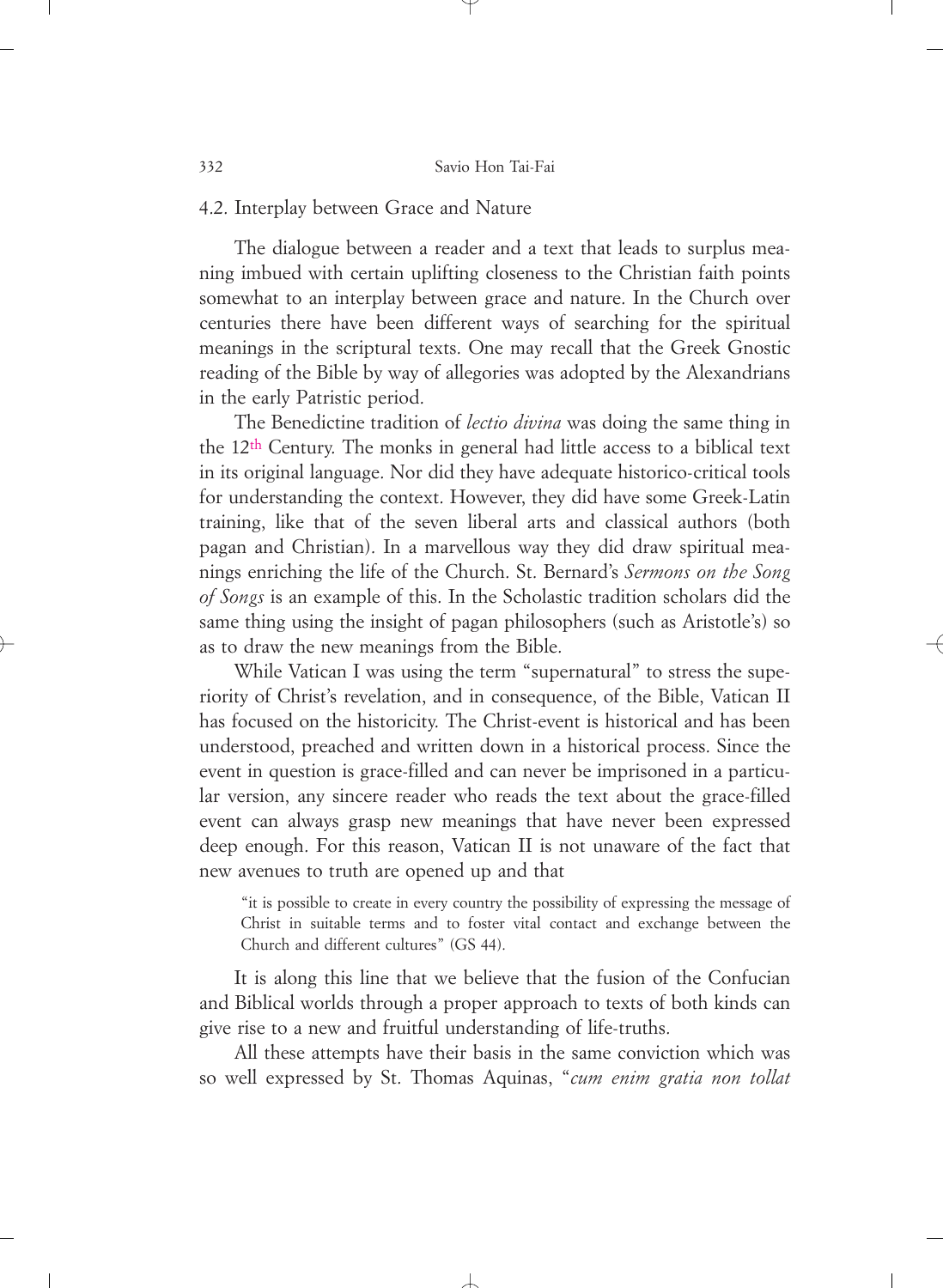### 4.2. Interplay between Grace and Nature

The dialogue between a reader and a text that leads to surplus meaning imbued with certain uplifting closeness to the Christian faith points somewhat to an interplay between grace and nature. In the Church over centuries there have been different ways of searching for the spiritual meanings in the scriptural texts. One may recall that the Greek Gnostic reading of the Bible by way of allegories was adopted by the Alexandrians in the early Patristic period.

The Benedictine tradition of *lectio divina* was doing the same thing in the 12th Century. The monks in general had little access to a biblical text in its original language. Nor did they have adequate historico-critical tools for understanding the context. However, they did have some Greek-Latin training, like that of the seven liberal arts and classical authors (both pagan and Christian). In a marvellous way they did draw spiritual meanings enriching the life of the Church. St. Bernard's *Sermons on the Song of Songs* is an example of this. In the Scholastic tradition scholars did the same thing using the insight of pagan philosophers (such as Aristotle's) so as to draw the new meanings from the Bible.

While Vatican I was using the term "supernatural" to stress the superiority of Christ's revelation, and in consequence, of the Bible, Vatican II has focused on the historicity. The Christ-event is historical and has been understood, preached and written down in a historical process. Since the event in question is grace-filled and can never be imprisoned in a particular version, any sincere reader who reads the text about the grace-filled event can always grasp new meanings that have never been expressed deep enough. For this reason, Vatican II is not unaware of the fact that new avenues to truth are opened up and that

> "it is possible to create in every country the possibility of expressing the message of Christ in suitable terms and to foster vital contact and exchange between the Church and different cultures" (GS 44).

It is along this line that we believe that the fusion of the Confucian and Biblical worlds through a proper approach to texts of both kinds can give rise to a new and fruitful understanding of life-truths.

All these attempts have their basis in the same conviction which was so well expressed by St. Thomas Aquinas, "*cum enim gratia non tollat*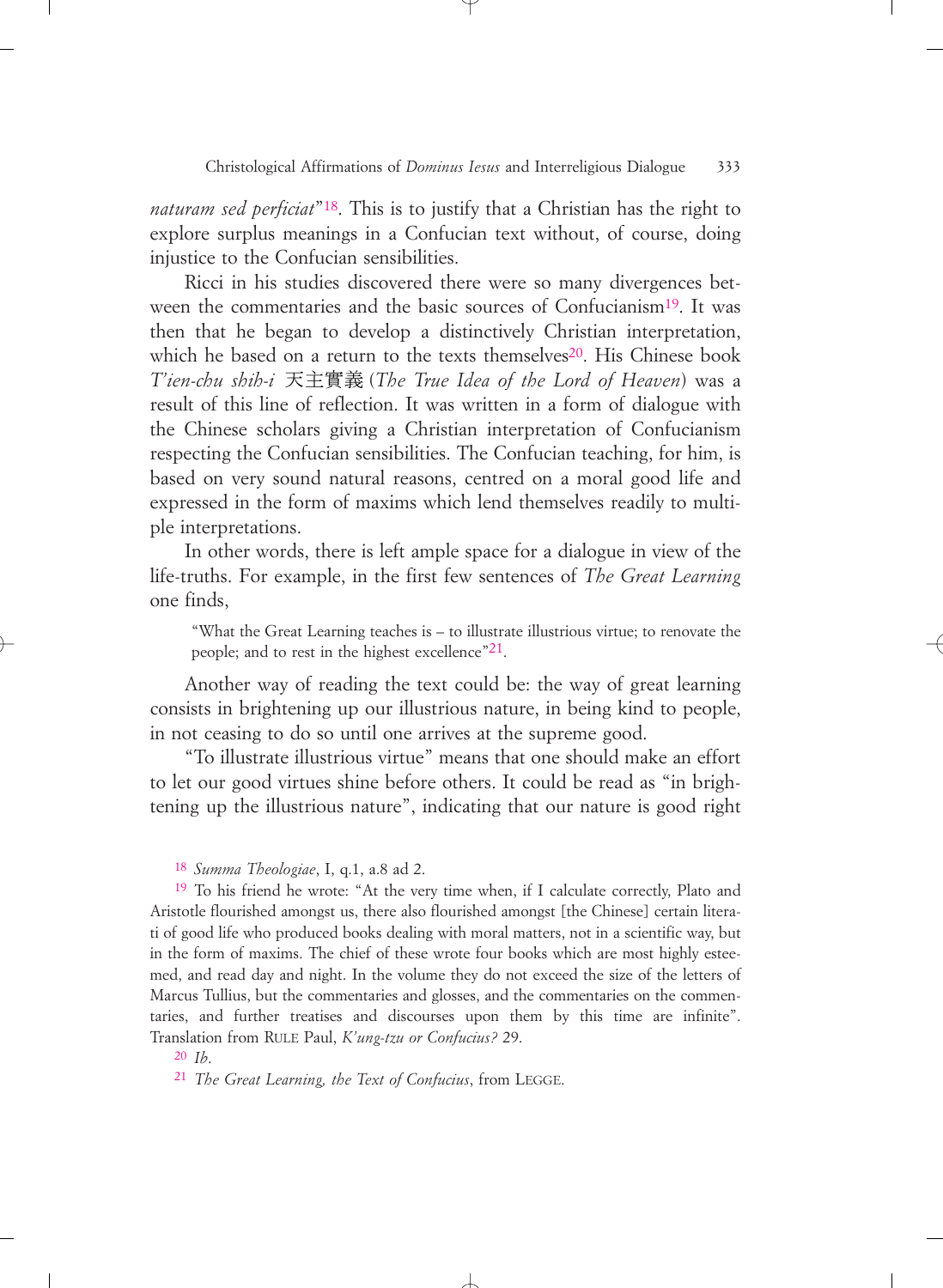*naturam sed perficiat*"[18]. This is to justify that a Christian has the right to explore surplus meanings in a Confucian text without, of course, doing injustice to the Confucian sensibilities.

Ricci in his studies discovered there were so many divergences between the commentaries and the basic sources of Confucianism[19]. It was then that he began to develop a distinctively Christian interpretation, which he based on a return to the texts themselves[20]. His Chinese book *T'ien-chu shih-i* 天主實義 (*The True Idea of the Lord of Heaven*) was a result of this line of reflection. It was written in a form of dialogue with the Chinese scholars giving a Christian interpretation of Confucianism respecting the Confucian sensibilities. The Confucian teaching, for him, is based on very sound natural reasons, centred on a moral good life and expressed in the form of maxims which lend themselves readily to multiple interpretations.

In other words, there is left ample space for a dialogue in view of the life-truths. For example, in the first few sentences of *The Great Learning* one finds,

> "What the Great Learning teaches is – to illustrate illustrious virtue; to renovate the people; and to rest in the highest excellence"[21].

Another way of reading the text could be: the way of great learning consists in brightening up our illustrious nature, in being kind to people, in not ceasing to do so until one arrives at the supreme good.

"To illustrate illustrious virtue" means that one should make an effort to let our good virtues shine before others. It could be read as "in brightening up the illustrious nature", indicating that our nature is good right

---

[18] *Summa Theologiae*, I, q.1, a.8 ad 2.

[19] To his friend he wrote: "At the very time when, if I calculate correctly, Plato and Aristotle flourished amongst us, there also flourished amongst [the Chinese] certain literati of good life who produced books dealing with moral matters, not in a scientific way, but in the form of maxims. The chief of these wrote four books which are most highly esteemed, and read day and night. In the volume they do not exceed the size of the letters of Marcus Tullius, but the commentaries and glosses, and the commentaries on the commentaries, and further treatises and discourses upon them by this time are infinite". Translation from RULE Paul, *K'ung-tzu or Confucius?* 29.

[20] *Ib.*

[21] *The Great Learning, the Text of Confucius*, from LEGGE.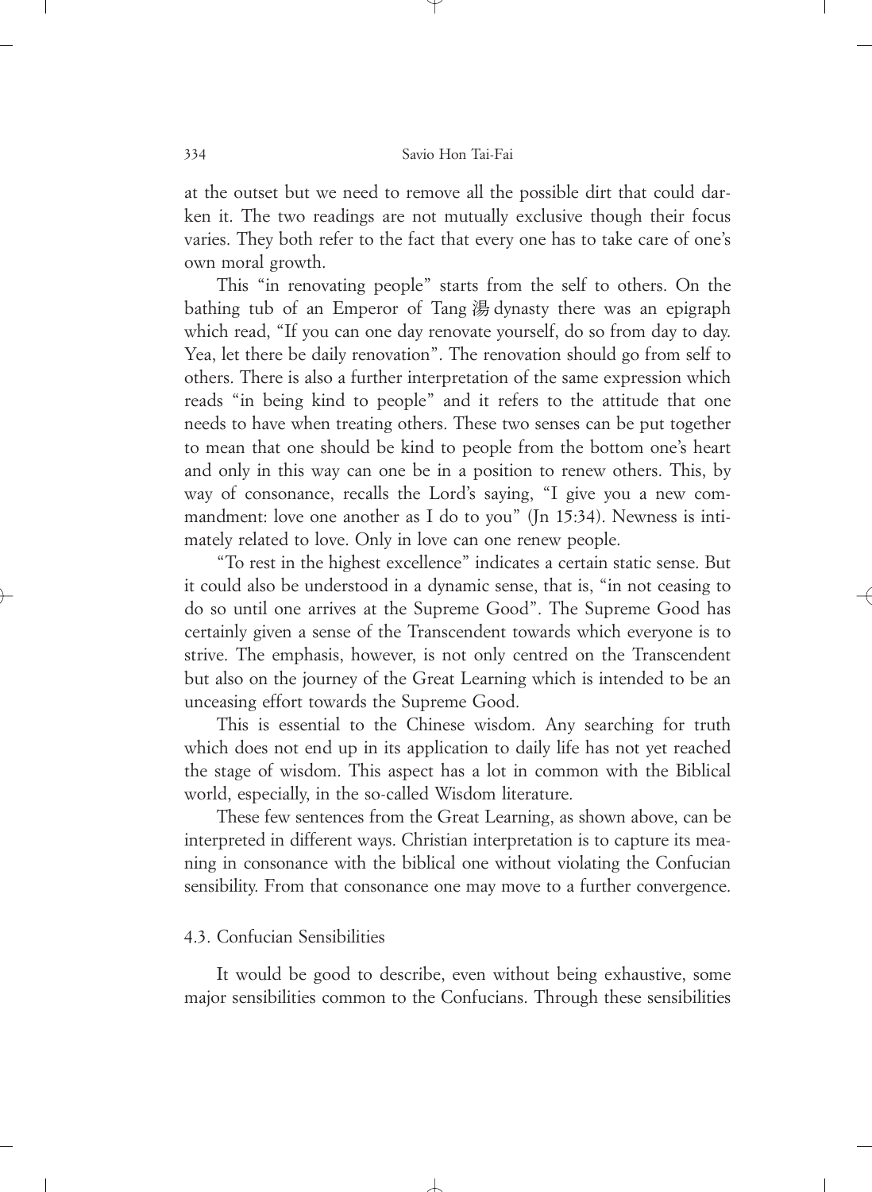at the outset but we need to remove all the possible dirt that could darken it. The two readings are not mutually exclusive though their focus varies. They both refer to the fact that every one has to take care of one's own moral growth.

This "in renovating people" starts from the self to others. On the bathing tub of an Emperor of Tang 湯 dynasty there was an epigraph which read, "If you can one day renovate yourself, do so from day to day. Yea, let there be daily renovation". The renovation should go from self to others. There is also a further interpretation of the same expression which reads "in being kind to people" and it refers to the attitude that one needs to have when treating others. These two senses can be put together to mean that one should be kind to people from the bottom one's heart and only in this way can one be in a position to renew others. This, by way of consonance, recalls the Lord's saying, "I give you a new commandment: love one another as I do to you" (Jn 15:34). Newness is intimately related to love. Only in love can one renew people.

"To rest in the highest excellence" indicates a certain static sense. But it could also be understood in a dynamic sense, that is, "in not ceasing to do so until one arrives at the Supreme Good". The Supreme Good has certainly given a sense of the Transcendent towards which everyone is to strive. The emphasis, however, is not only centred on the Transcendent but also on the journey of the Great Learning which is intended to be an unceasing effort towards the Supreme Good.

This is essential to the Chinese wisdom. Any searching for truth which does not end up in its application to daily life has not yet reached the stage of wisdom. This aspect has a lot in common with the Biblical world, especially, in the so-called Wisdom literature.

These few sentences from the Great Learning, as shown above, can be interpreted in different ways. Christian interpretation is to capture its meaning in consonance with the biblical one without violating the Confucian sensibility. From that consonance one may move to a further convergence.

### 4.3. Confucian Sensibilities

It would be good to describe, even without being exhaustive, some major sensibilities common to the Confucians. Through these sensibilities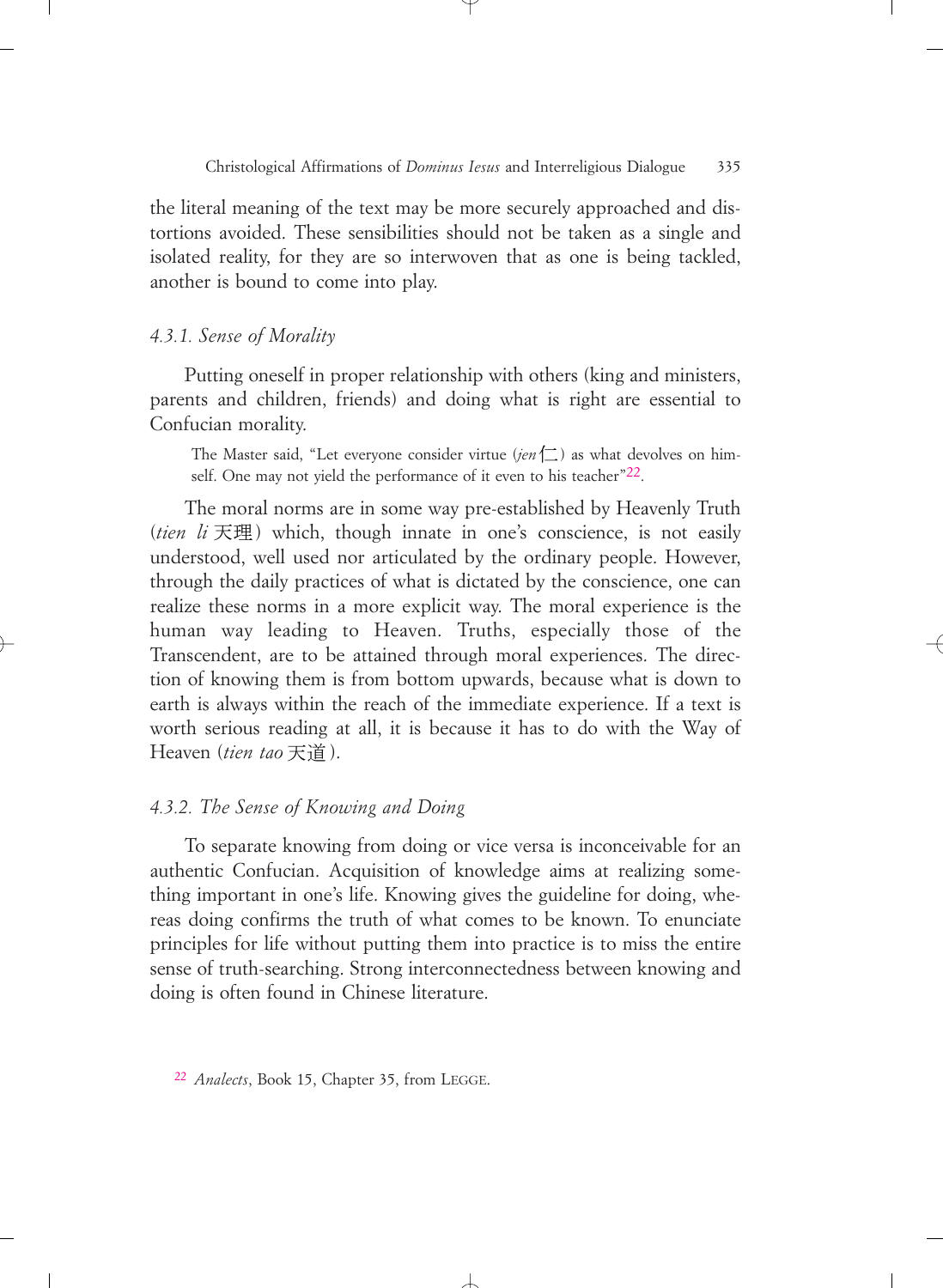the literal meaning of the text may be more securely approached and distortions avoided. These sensibilities should not be taken as a single and isolated reality, for they are so interwoven that as one is being tackled, another is bound to come into play.

### *4.3.1. Sense of Morality*

Putting oneself in proper relationship with others (king and ministers, parents and children, friends) and doing what is right are essential to Confucian morality.

> The Master said, "Let everyone consider virtue (*jen* 仁) as what devolves on himself. One may not yield the performance of it even to his teacher"[22].

The moral norms are in some way pre-established by Heavenly Truth (*tien li* 天理) which, though innate in one's conscience, is not easily understood, well used nor articulated by the ordinary people. However, through the daily practices of what is dictated by the conscience, one can realize these norms in a more explicit way. The moral experience is the human way leading to Heaven. Truths, especially those of the Transcendent, are to be attained through moral experiences. The direction of knowing them is from bottom upwards, because what is down to earth is always within the reach of the immediate experience. If a text is worth serious reading at all, it is because it has to do with the Way of Heaven (*tien tao* 天道).

### *4.3.2. The Sense of Knowing and Doing*

To separate knowing from doing or vice versa is inconceivable for an authentic Confucian. Acquisition of knowledge aims at realizing something important in one's life. Knowing gives the guideline for doing, whereas doing confirms the truth of what comes to be known. To enunciate principles for life without putting them into practice is to miss the entire sense of truth-searching. Strong interconnectedness between knowing and doing is often found in Chinese literature.

[22] *Analects*, Book 15, Chapter 35, from LEGGE.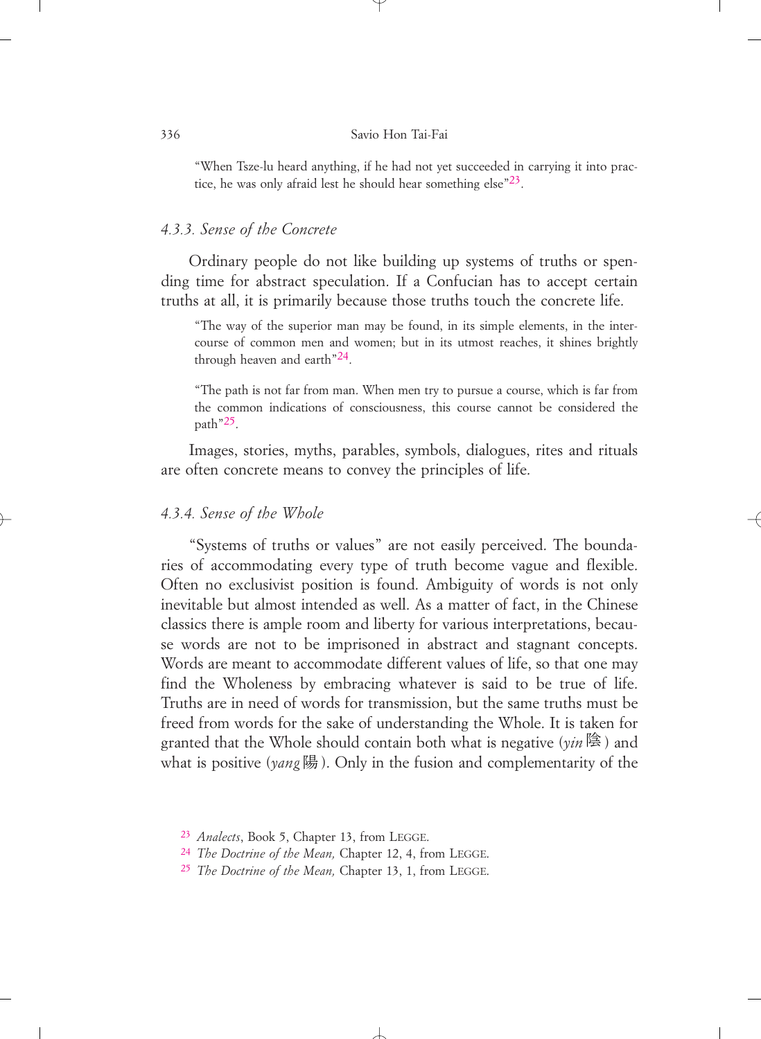> "When Tsze-lu heard anything, if he had not yet succeeded in carrying it into practice, he was only afraid lest he should hear something else"[23].

### *4.3.3. Sense of the Concrete*

Ordinary people do not like building up systems of truths or spending time for abstract speculation. If a Confucian has to accept certain truths at all, it is primarily because those truths touch the concrete life.

> "The way of the superior man may be found, in its simple elements, in the intercourse of common men and women; but in its utmost reaches, it shines brightly through heaven and earth"[24].

> "The path is not far from man. When men try to pursue a course, which is far from the common indications of consciousness, this course cannot be considered the path"[25].

Images, stories, myths, parables, symbols, dialogues, rites and rituals are often concrete means to convey the principles of life.

### *4.3.4. Sense of the Whole*

"Systems of truths or values" are not easily perceived. The boundaries of accommodating every type of truth become vague and flexible. Often no exclusivist position is found. Ambiguity of words is not only inevitable but almost intended as well. As a matter of fact, in the Chinese classics there is ample room and liberty for various interpretations, because words are not to be imprisoned in abstract and stagnant concepts. Words are meant to accommodate different values of life, so that one may find the Wholeness by embracing whatever is said to be true of life. Truths are in need of words for transmission, but the same truths must be freed from words for the sake of understanding the Whole. It is taken for granted that the Whole should contain both what is negative (*yin* 陰) and what is positive (*yang* 陽). Only in the fusion and complementarity of the

---

[23] *Analects*, Book 5, Chapter 13, from Legge.

[24] *The Doctrine of the Mean,* Chapter 12, 4, from Legge.

[25] *The Doctrine of the Mean,* Chapter 13, 1, from Legge.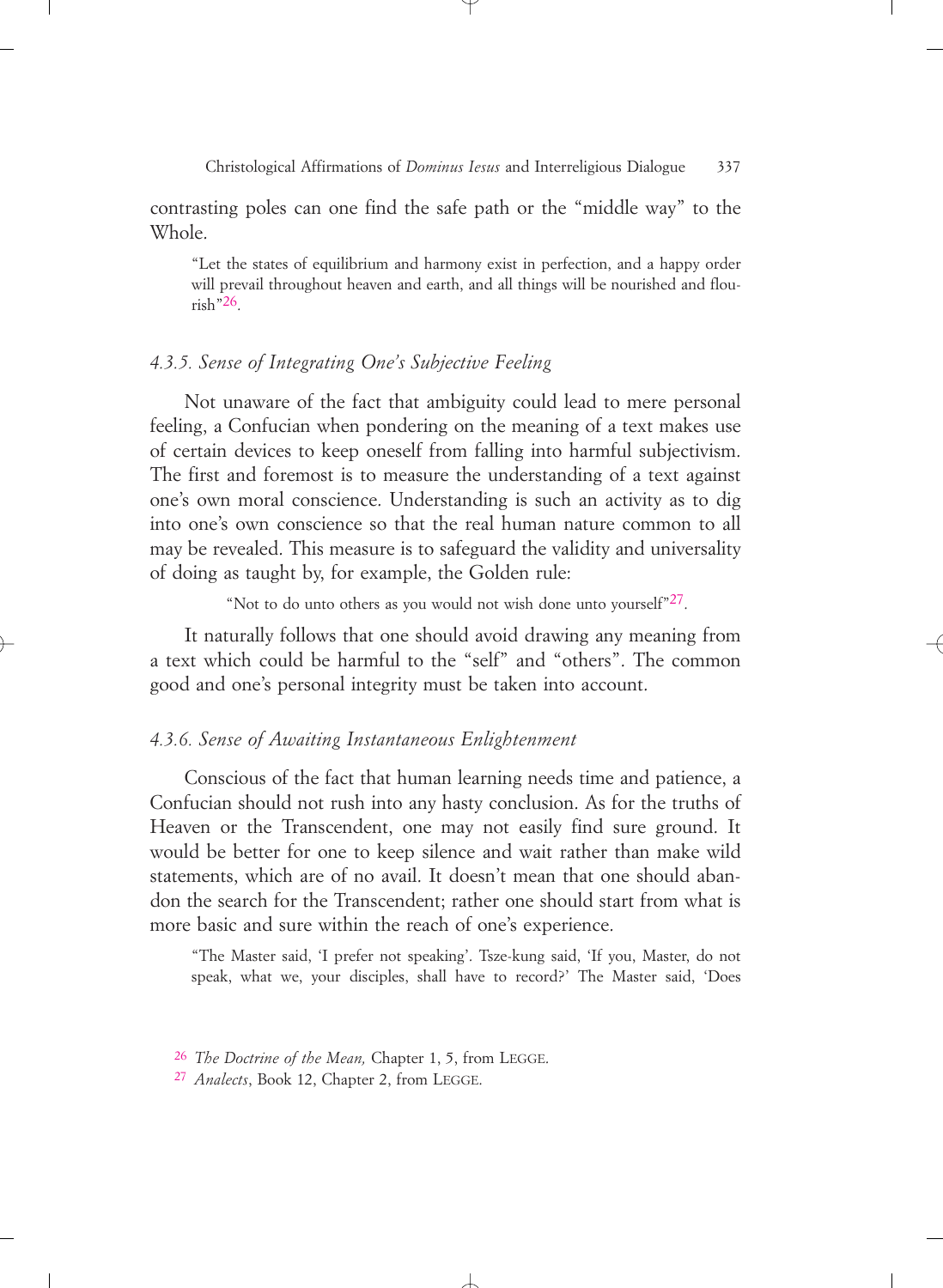contrasting poles can one find the safe path or the "middle way" to the Whole.

> "Let the states of equilibrium and harmony exist in perfection, and a happy order will prevail throughout heaven and earth, and all things will be nourished and flourish"[26].

### *4.3.5. Sense of Integrating One's Subjective Feeling*

Not unaware of the fact that ambiguity could lead to mere personal feeling, a Confucian when pondering on the meaning of a text makes use of certain devices to keep oneself from falling into harmful subjectivism. The first and foremost is to measure the understanding of a text against one's own moral conscience. Understanding is such an activity as to dig into one's own conscience so that the real human nature common to all may be revealed. This measure is to safeguard the validity and universality of doing as taught by, for example, the Golden rule:

> "Not to do unto others as you would not wish done unto yourself"[27].

It naturally follows that one should avoid drawing any meaning from a text which could be harmful to the "self" and "others". The common good and one's personal integrity must be taken into account.

### *4.3.6. Sense of Awaiting Instantaneous Enlightenment*

Conscious of the fact that human learning needs time and patience, a Confucian should not rush into any hasty conclusion. As for the truths of Heaven or the Transcendent, one may not easily find sure ground. It would be better for one to keep silence and wait rather than make wild statements, which are of no avail. It doesn't mean that one should abandon the search for the Transcendent; rather one should start from what is more basic and sure within the reach of one's experience.

> "The Master said, 'I prefer not speaking'. Tsze-kung said, 'If you, Master, do not speak, what we, your disciples, shall have to record?' The Master said, 'Does

[26] *The Doctrine of the Mean,* Chapter 1, 5, from LEGGE.

[27] *Analects*, Book 12, Chapter 2, from LEGGE.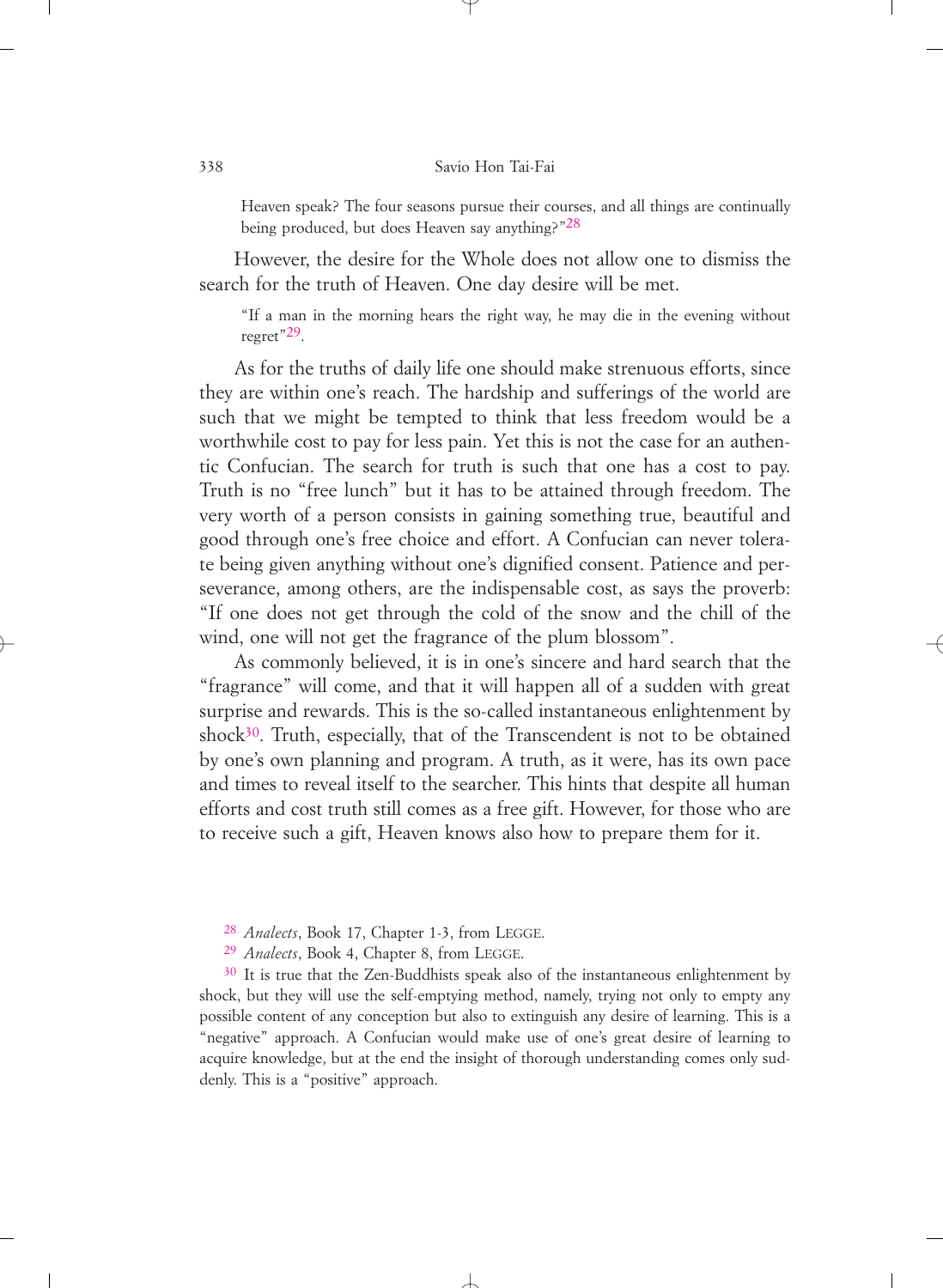> Heaven speak? The four seasons pursue their courses, and all things are continually being produced, but does Heaven say anything?"[28]

However, the desire for the Whole does not allow one to dismiss the search for the truth of Heaven. One day desire will be met.

> "If a man in the morning hears the right way, he may die in the evening without regret"[29].

As for the truths of daily life one should make strenuous efforts, since they are within one's reach. The hardship and sufferings of the world are such that we might be tempted to think that less freedom would be a worthwhile cost to pay for less pain. Yet this is not the case for an authentic Confucian. The search for truth is such that one has a cost to pay. Truth is no "free lunch" but it has to be attained through freedom. The very worth of a person consists in gaining something true, beautiful and good through one's free choice and effort. A Confucian can never tolerate being given anything without one's dignified consent. Patience and perseverance, among others, are the indispensable cost, as says the proverb: "If one does not get through the cold of the snow and the chill of the wind, one will not get the fragrance of the plum blossom".

As commonly believed, it is in one's sincere and hard search that the "fragrance" will come, and that it will happen all of a sudden with great surprise and rewards. This is the so-called instantaneous enlightenment by shock[30]. Truth, especially, that of the Transcendent is not to be obtained by one's own planning and program. A truth, as it were, has its own pace and times to reveal itself to the searcher. This hints that despite all human efforts and cost truth still comes as a free gift. However, for those who are to receive such a gift, Heaven knows also how to prepare them for it.

---

[28] *Analects*, Book 17, Chapter 1-3, from LEGGE.

[29] *Analects*, Book 4, Chapter 8, from LEGGE.

[30] It is true that the Zen-Buddhists speak also of the instantaneous enlightenment by shock, but they will use the self-emptying method, namely, trying not only to empty any possible content of any conception but also to extinguish any desire of learning. This is a "negative" approach. A Confucian would make use of one's great desire of learning to acquire knowledge, but at the end the insight of thorough understanding comes only suddenly. This is a "positive" approach.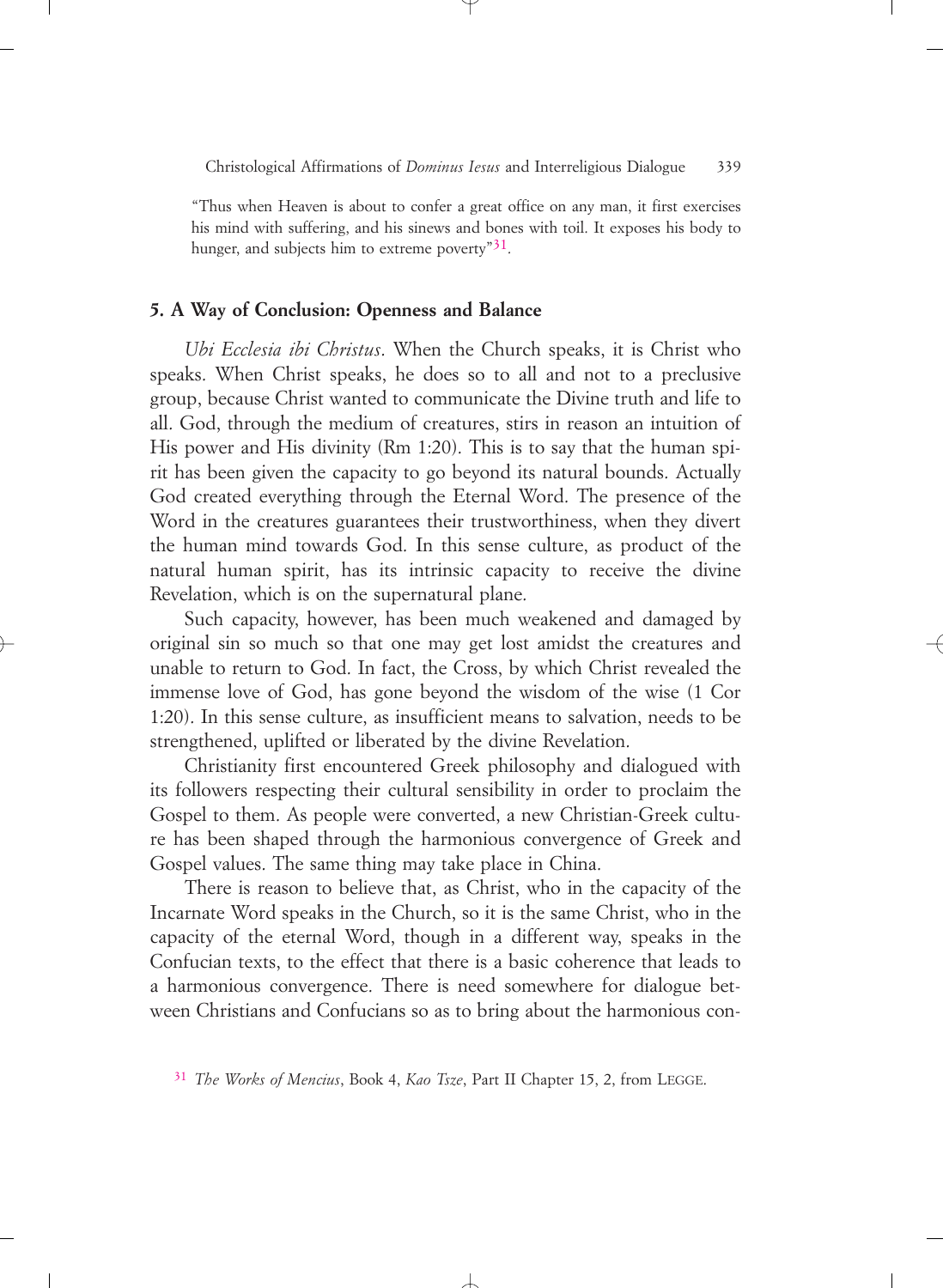> "Thus when Heaven is about to confer a great office on any man, it first exercises his mind with suffering, and his sinews and bones with toil. It exposes his body to hunger, and subjects him to extreme poverty"[31].

## 5. A Way of Conclusion: Openness and Balance

*Ubi Ecclesia ibi Christus*. When the Church speaks, it is Christ who speaks. When Christ speaks, he does so to all and not to a preclusive group, because Christ wanted to communicate the Divine truth and life to all. God, through the medium of creatures, stirs in reason an intuition of His power and His divinity (Rm 1:20). This is to say that the human spirit has been given the capacity to go beyond its natural bounds. Actually God created everything through the Eternal Word. The presence of the Word in the creatures guarantees their trustworthiness, when they divert the human mind towards God. In this sense culture, as product of the natural human spirit, has its intrinsic capacity to receive the divine Revelation, which is on the supernatural plane.

Such capacity, however, has been much weakened and damaged by original sin so much so that one may get lost amidst the creatures and unable to return to God. In fact, the Cross, by which Christ revealed the immense love of God, has gone beyond the wisdom of the wise (1 Cor 1:20). In this sense culture, as insufficient means to salvation, needs to be strengthened, uplifted or liberated by the divine Revelation.

Christianity first encountered Greek philosophy and dialogued with its followers respecting their cultural sensibility in order to proclaim the Gospel to them. As people were converted, a new Christian-Greek culture has been shaped through the harmonious convergence of Greek and Gospel values. The same thing may take place in China.

There is reason to believe that, as Christ, who in the capacity of the Incarnate Word speaks in the Church, so it is the same Christ, who in the capacity of the eternal Word, though in a different way, speaks in the Confucian texts, to the effect that there is a basic coherence that leads to a harmonious convergence. There is need somewhere for dialogue between Christians and Confucians so as to bring about the harmonious con-

[31] *The Works of Mencius*, Book 4, *Kao Tsze*, Part II Chapter 15, 2, from LEGGE.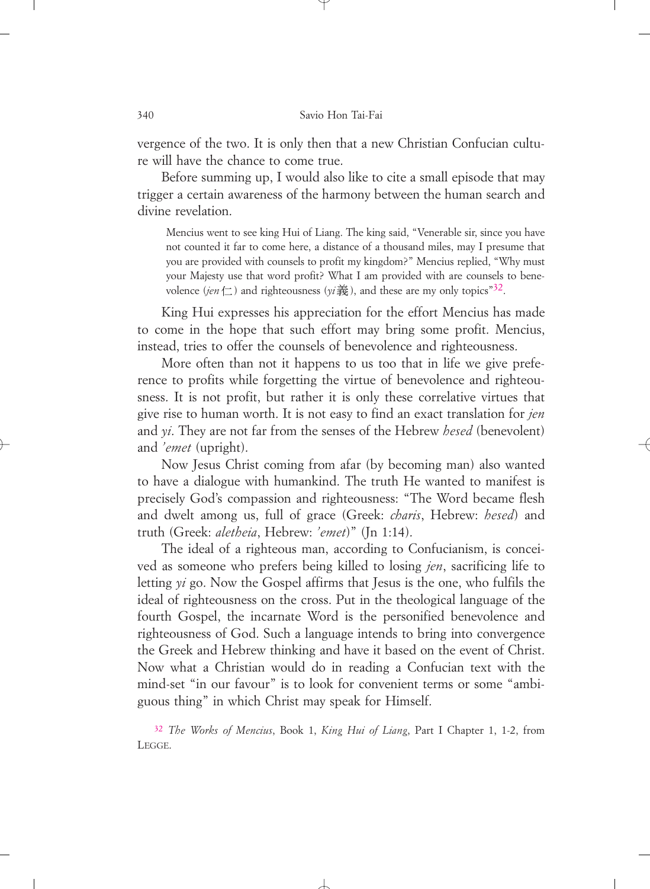vergence of the two. It is only then that a new Christian Confucian culture will have the chance to come true.

Before summing up, I would also like to cite a small episode that may trigger a certain awareness of the harmony between the human search and divine revelation.

> Mencius went to see king Hui of Liang. The king said, "Venerable sir, since you have not counted it far to come here, a distance of a thousand miles, may I presume that you are provided with counsels to profit my kingdom?" Mencius replied, "Why must your Majesty use that word profit? What I am provided with are counsels to benevolence (*jen* 仁) and righteousness (*yi* 義), and these are my only topics"[32].

King Hui expresses his appreciation for the effort Mencius has made to come in the hope that such effort may bring some profit. Mencius, instead, tries to offer the counsels of benevolence and righteousness.

More often than not it happens to us too that in life we give preference to profits while forgetting the virtue of benevolence and righteousness. It is not profit, but rather it is only these correlative virtues that give rise to human worth. It is not easy to find an exact translation for *jen* and *yi*. They are not far from the senses of the Hebrew *hesed* (benevolent) and *'emet* (upright).

Now Jesus Christ coming from afar (by becoming man) also wanted to have a dialogue with humankind. The truth He wanted to manifest is precisely God's compassion and righteousness: "The Word became flesh and dwelt among us, full of grace (Greek: *charis*, Hebrew: *hesed*) and truth (Greek: *aletheia*, Hebrew: *'emet*)" (Jn 1:14).

The ideal of a righteous man, according to Confucianism, is conceived as someone who prefers being killed to losing *jen*, sacrificing life to letting *yi* go. Now the Gospel affirms that Jesus is the one, who fulfils the ideal of righteousness on the cross. Put in the theological language of the fourth Gospel, the incarnate Word is the personified benevolence and righteousness of God. Such a language intends to bring into convergence the Greek and Hebrew thinking and have it based on the event of Christ. Now what a Christian would do in reading a Confucian text with the mind-set "in our favour" is to look for convenient terms or some "ambiguous thing" in which Christ may speak for Himself.

[32] *The Works of Mencius*, Book 1, *King Hui of Liang*, Part I Chapter 1, 1-2, from LEGGE.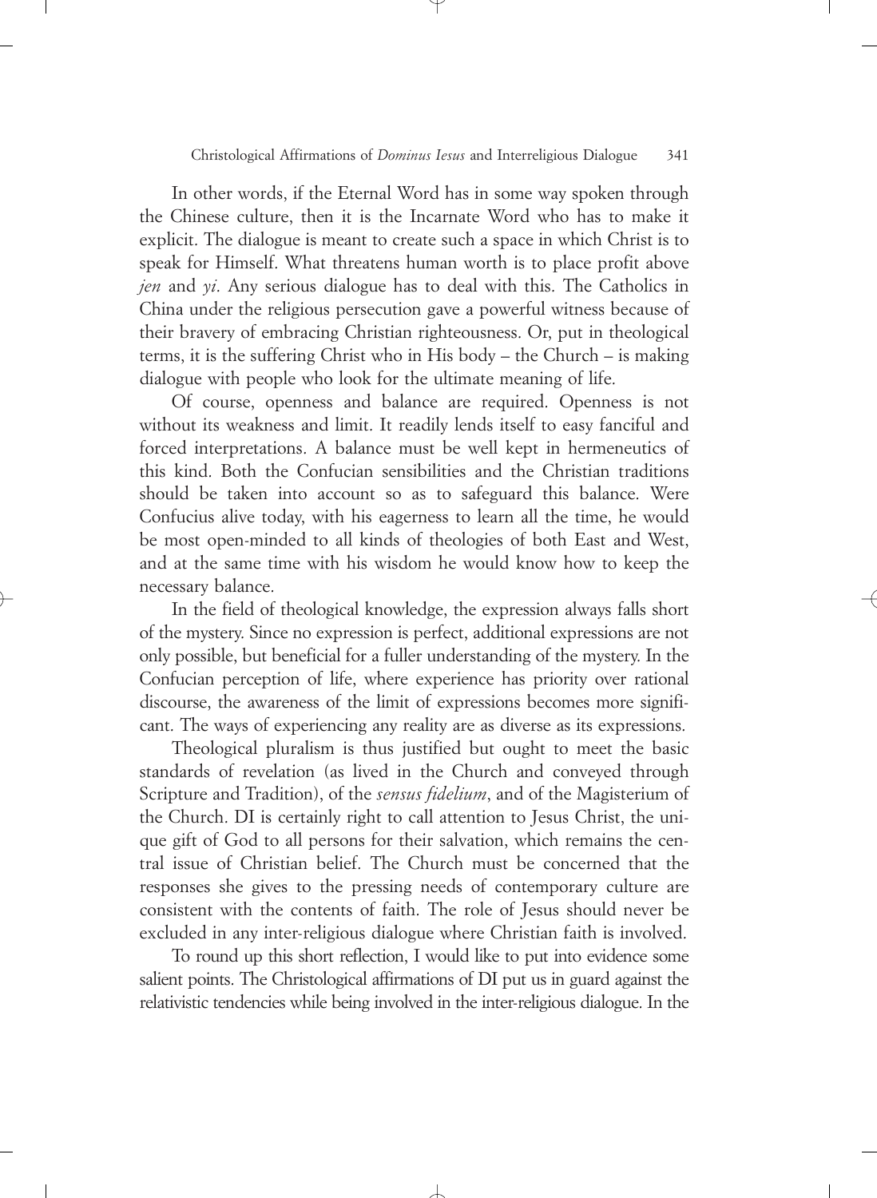In other words, if the Eternal Word has in some way spoken through the Chinese culture, then it is the Incarnate Word who has to make it explicit. The dialogue is meant to create such a space in which Christ is to speak for Himself. What threatens human worth is to place profit above *jen* and *yi*. Any serious dialogue has to deal with this. The Catholics in China under the religious persecution gave a powerful witness because of their bravery of embracing Christian righteousness. Or, put in theological terms, it is the suffering Christ who in His body – the Church – is making dialogue with people who look for the ultimate meaning of life.

Of course, openness and balance are required. Openness is not without its weakness and limit. It readily lends itself to easy fanciful and forced interpretations. A balance must be well kept in hermeneutics of this kind. Both the Confucian sensibilities and the Christian traditions should be taken into account so as to safeguard this balance. Were Confucius alive today, with his eagerness to learn all the time, he would be most open-minded to all kinds of theologies of both East and West, and at the same time with his wisdom he would know how to keep the necessary balance.

In the field of theological knowledge, the expression always falls short of the mystery. Since no expression is perfect, additional expressions are not only possible, but beneficial for a fuller understanding of the mystery. In the Confucian perception of life, where experience has priority over rational discourse, the awareness of the limit of expressions becomes more significant. The ways of experiencing any reality are as diverse as its expressions.

Theological pluralism is thus justified but ought to meet the basic standards of revelation (as lived in the Church and conveyed through Scripture and Tradition), of the *sensus fidelium*, and of the Magisterium of the Church. DI is certainly right to call attention to Jesus Christ, the unique gift of God to all persons for their salvation, which remains the central issue of Christian belief. The Church must be concerned that the responses she gives to the pressing needs of contemporary culture are consistent with the contents of faith. The role of Jesus should never be excluded in any inter-religious dialogue where Christian faith is involved.

To round up this short reflection, I would like to put into evidence some salient points. The Christological affirmations of DI put us in guard against the relativistic tendencies while being involved in the inter-religious dialogue. In the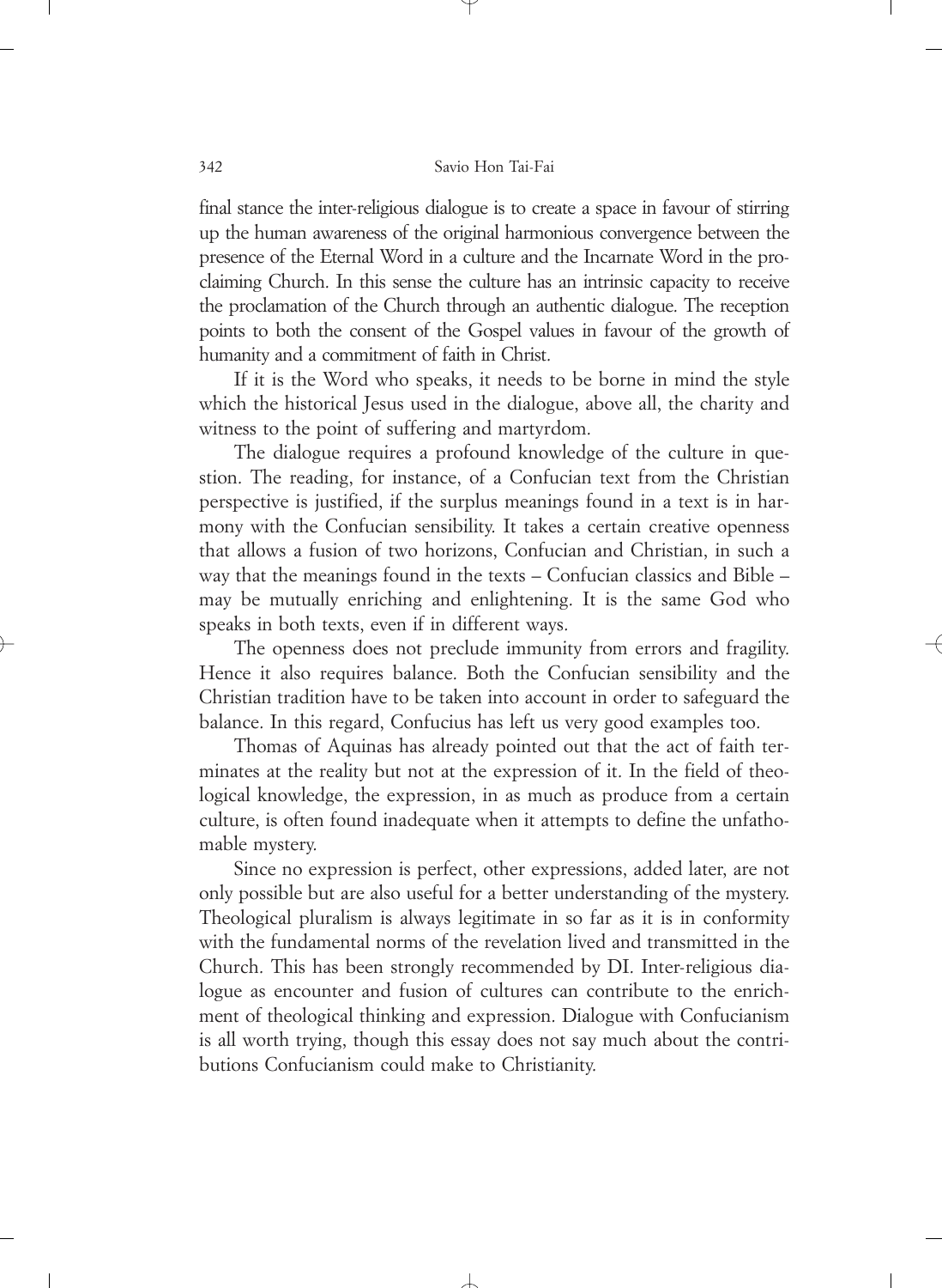final stance the inter-religious dialogue is to create a space in favour of stirring up the human awareness of the original harmonious convergence between the presence of the Eternal Word in a culture and the Incarnate Word in the proclaiming Church. In this sense the culture has an intrinsic capacity to receive the proclamation of the Church through an authentic dialogue. The reception points to both the consent of the Gospel values in favour of the growth of humanity and a commitment of faith in Christ.

If it is the Word who speaks, it needs to be borne in mind the style which the historical Jesus used in the dialogue, above all, the charity and witness to the point of suffering and martyrdom.

The dialogue requires a profound knowledge of the culture in question. The reading, for instance, of a Confucian text from the Christian perspective is justified, if the surplus meanings found in a text is in harmony with the Confucian sensibility. It takes a certain creative openness that allows a fusion of two horizons, Confucian and Christian, in such a way that the meanings found in the texts – Confucian classics and Bible – may be mutually enriching and enlightening. It is the same God who speaks in both texts, even if in different ways.

The openness does not preclude immunity from errors and fragility. Hence it also requires balance. Both the Confucian sensibility and the Christian tradition have to be taken into account in order to safeguard the balance. In this regard, Confucius has left us very good examples too.

Thomas of Aquinas has already pointed out that the act of faith terminates at the reality but not at the expression of it. In the field of theological knowledge, the expression, in as much as produce from a certain culture, is often found inadequate when it attempts to define the unfathomable mystery.

Since no expression is perfect, other expressions, added later, are not only possible but are also useful for a better understanding of the mystery. Theological pluralism is always legitimate in so far as it is in conformity with the fundamental norms of the revelation lived and transmitted in the Church. This has been strongly recommended by DI. Inter-religious dialogue as encounter and fusion of cultures can contribute to the enrichment of theological thinking and expression. Dialogue with Confucianism is all worth trying, though this essay does not say much about the contributions Confucianism could make to Christianity.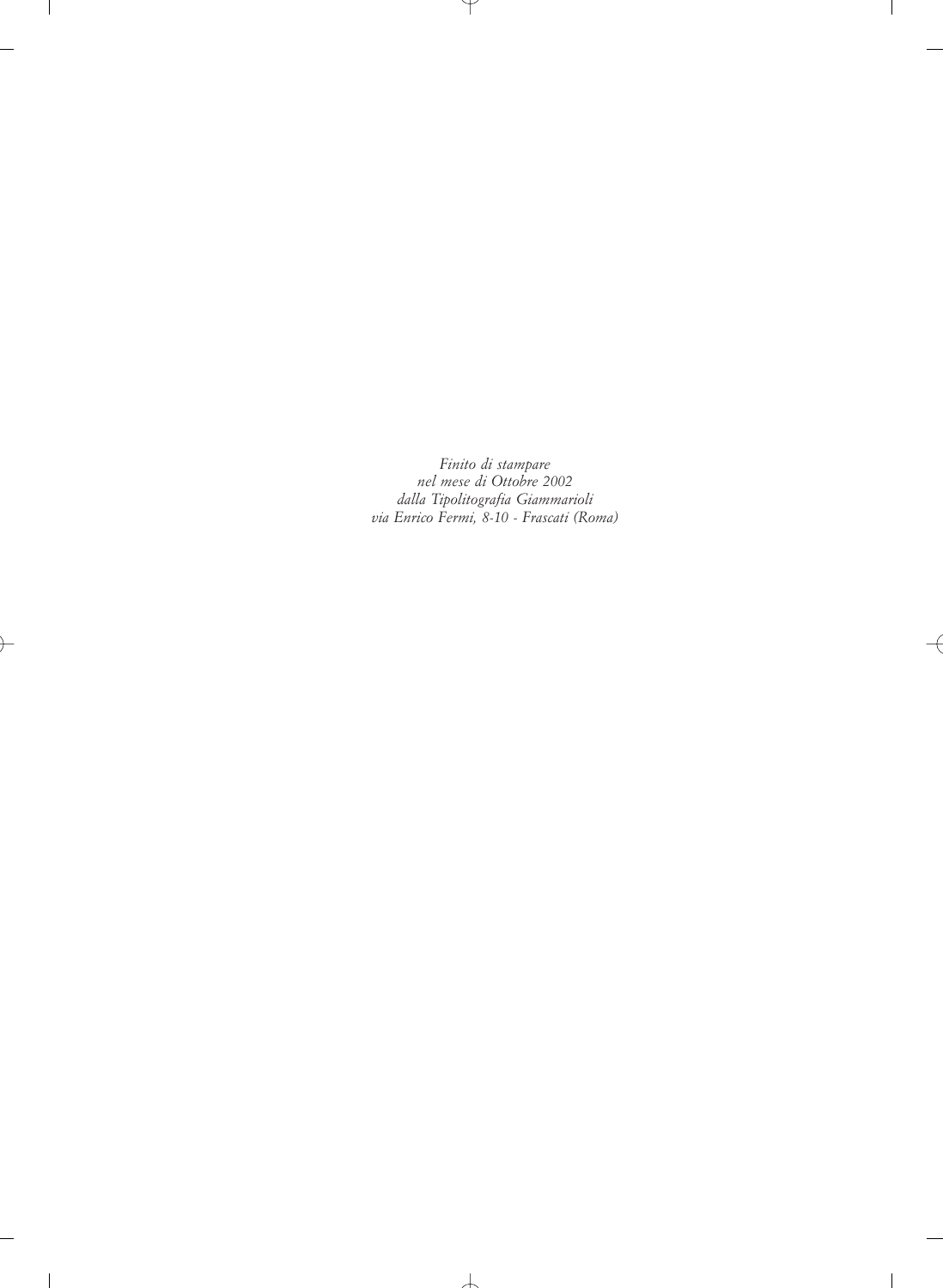*Finito di stampare*
*nel mese di Ottobre 2002*
*dalla Tipolitografia Giammarioli*
*via Enrico Fermi, 8-10 - Frascati (Roma)*